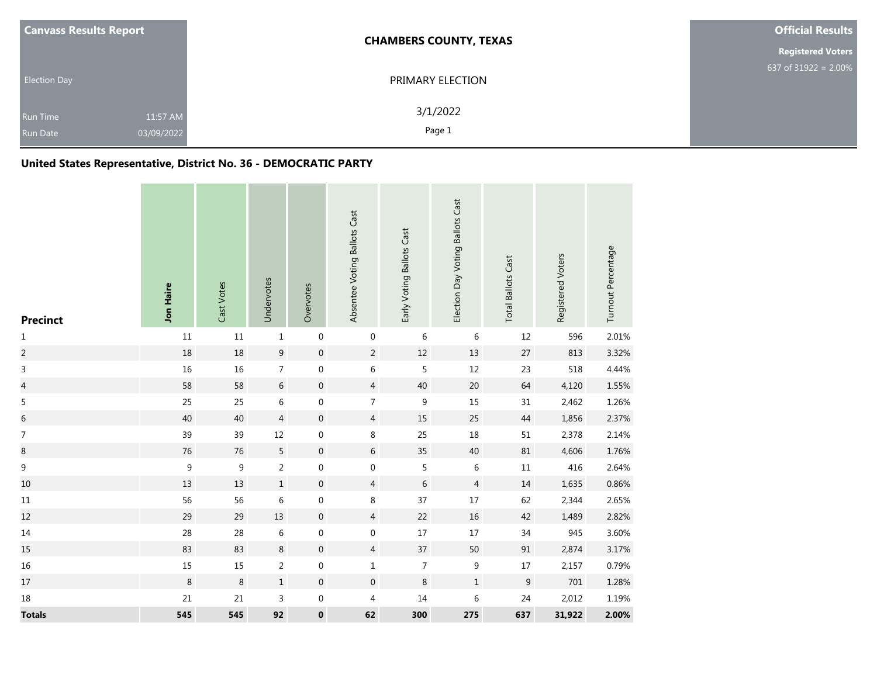**Canvass Results Report**

Election Day

Run Time 11:57 AM

Run Date 03/09/2022

# CHAMBERS COUNTY, TEXAS

PRIMARY ELECTION

3/1/2022

**Official Results**

**Registered Voters**

637 of 31922 = 2.00%

## United States Representative, District No. 36 - DEMOCRATIC PARTY

| Precinct | **Jon Haire** | Cast Votes | Undervotes | Overvotes | Absentee Voting Ballots Cast | Early Voting Ballots Cast | Election Day Voting Ballots Cast | Total Ballots Cast | Registered Voters | Turnout Percentage |
|---|---|---|---|---|---|---|---|---|---|---|
| 1 | 11 | 11 | 1 | 0 | 0 | 6 | 6 | 12 | 596 | 2.01% |
| 2 | 18 | 18 | 9 | 0 | 2 | 12 | 13 | 27 | 813 | 3.32% |
| 3 | 16 | 16 | 7 | 0 | 6 | 5 | 12 | 23 | 518 | 4.44% |
| 4 | 58 | 58 | 6 | 0 | 4 | 40 | 20 | 64 | 4,120 | 1.55% |
| 5 | 25 | 25 | 6 | 0 | 7 | 9 | 15 | 31 | 2,462 | 1.26% |
| 6 | 40 | 40 | 4 | 0 | 4 | 15 | 25 | 44 | 1,856 | 2.37% |
| 7 | 39 | 39 | 12 | 0 | 8 | 25 | 18 | 51 | 2,378 | 2.14% |
| 8 | 76 | 76 | 5 | 0 | 6 | 35 | 40 | 81 | 4,606 | 1.76% |
| 9 | 9 | 9 | 2 | 0 | 0 | 5 | 6 | 11 | 416 | 2.64% |
| 10 | 13 | 13 | 1 | 0 | 4 | 6 | 4 | 14 | 1,635 | 0.86% |
| 11 | 56 | 56 | 6 | 0 | 8 | 37 | 17 | 62 | 2,344 | 2.65% |
| 12 | 29 | 29 | 13 | 0 | 4 | 22 | 16 | 42 | 1,489 | 2.82% |
| 14 | 28 | 28 | 6 | 0 | 0 | 17 | 17 | 34 | 945 | 3.60% |
| 15 | 83 | 83 | 8 | 0 | 4 | 37 | 50 | 91 | 2,874 | 3.17% |
| 16 | 15 | 15 | 2 | 0 | 1 | 7 | 9 | 17 | 2,157 | 0.79% |
| 17 | 8 | 8 | 1 | 0 | 0 | 8 | 1 | 9 | 701 | 1.28% |
| 18 | 21 | 21 | 3 | 0 | 4 | 14 | 6 | 24 | 2,012 | 1.19% |
| **Totals** | **545** | **545** | **92** | **0** | **62** | **300** | **275** | **637** | **31,922** | **2.00%** |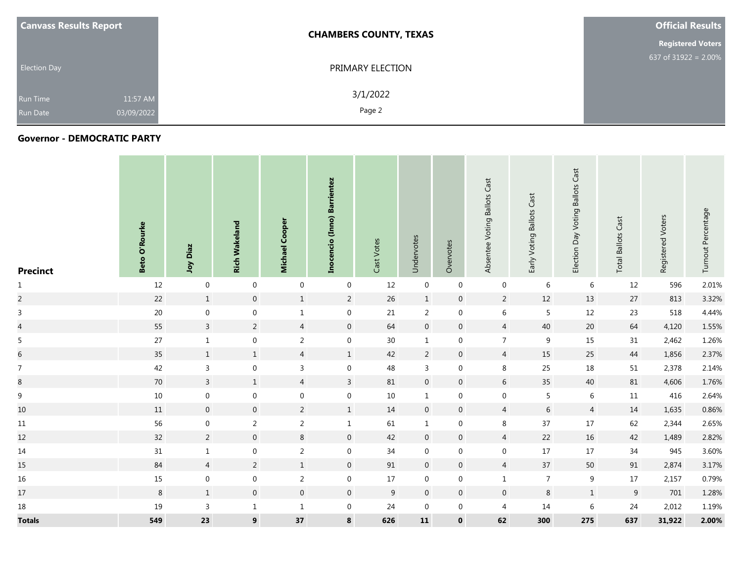**Canvass Results Report**

Election Day

Run Time 11:57 AM

Run Date 03/09/2022

**CHAMBERS COUNTY, TEXAS**

PRIMARY ELECTION

3/1/2022

**Official Results**

**Registered Voters**

637 of 31922 = 2.00%

## Governor - DEMOCRATIC PARTY

| Precinct | Beto O'Rourke | Joy Diaz | Rich Wakeland | Michael Cooper | Inocencio (Inno) Barrientez | Cast Votes | Undervotes | Overvotes | Absentee Voting Ballots Cast | Early Voting Ballots Cast | Election Day Voting Ballots Cast | Total Ballots Cast | Registered Voters | Turnout Percentage |
|---|---|---|---|---|---|---|---|---|---|---|---|---|---|---|
| 1 | 12 | 0 | 0 | 0 | 0 | 12 | 0 | 0 | 0 | 6 | 6 | 12 | 596 | 2.01% |
| 2 | 22 | 1 | 0 | 1 | 2 | 26 | 1 | 0 | 2 | 12 | 13 | 27 | 813 | 3.32% |
| 3 | 20 | 0 | 0 | 1 | 0 | 21 | 2 | 0 | 6 | 5 | 12 | 23 | 518 | 4.44% |
| 4 | 55 | 3 | 2 | 4 | 0 | 64 | 0 | 0 | 4 | 40 | 20 | 64 | 4,120 | 1.55% |
| 5 | 27 | 1 | 0 | 2 | 0 | 30 | 1 | 0 | 7 | 9 | 15 | 31 | 2,462 | 1.26% |
| 6 | 35 | 1 | 1 | 4 | 1 | 42 | 2 | 0 | 4 | 15 | 25 | 44 | 1,856 | 2.37% |
| 7 | 42 | 3 | 0 | 3 | 0 | 48 | 3 | 0 | 8 | 25 | 18 | 51 | 2,378 | 2.14% |
| 8 | 70 | 3 | 1 | 4 | 3 | 81 | 0 | 0 | 6 | 35 | 40 | 81 | 4,606 | 1.76% |
| 9 | 10 | 0 | 0 | 0 | 0 | 10 | 1 | 0 | 0 | 5 | 6 | 11 | 416 | 2.64% |
| 10 | 11 | 0 | 0 | 2 | 1 | 14 | 0 | 0 | 4 | 6 | 4 | 14 | 1,635 | 0.86% |
| 11 | 56 | 0 | 2 | 2 | 1 | 61 | 1 | 0 | 8 | 37 | 17 | 62 | 2,344 | 2.65% |
| 12 | 32 | 2 | 0 | 8 | 0 | 42 | 0 | 0 | 4 | 22 | 16 | 42 | 1,489 | 2.82% |
| 14 | 31 | 1 | 0 | 2 | 0 | 34 | 0 | 0 | 0 | 17 | 17 | 34 | 945 | 3.60% |
| 15 | 84 | 4 | 2 | 1 | 0 | 91 | 0 | 0 | 4 | 37 | 50 | 91 | 2,874 | 3.17% |
| 16 | 15 | 0 | 0 | 2 | 0 | 17 | 0 | 0 | 1 | 7 | 9 | 17 | 2,157 | 0.79% |
| 17 | 8 | 1 | 0 | 0 | 0 | 9 | 0 | 0 | 0 | 8 | 1 | 9 | 701 | 1.28% |
| 18 | 19 | 3 | 1 | 1 | 0 | 24 | 0 | 0 | 4 | 14 | 6 | 24 | 2,012 | 1.19% |
| **Totals** | **549** | **23** | **9** | **37** | **8** | **626** | **11** | **0** | **62** | **300** | **275** | **637** | **31,922** | **2.00%** |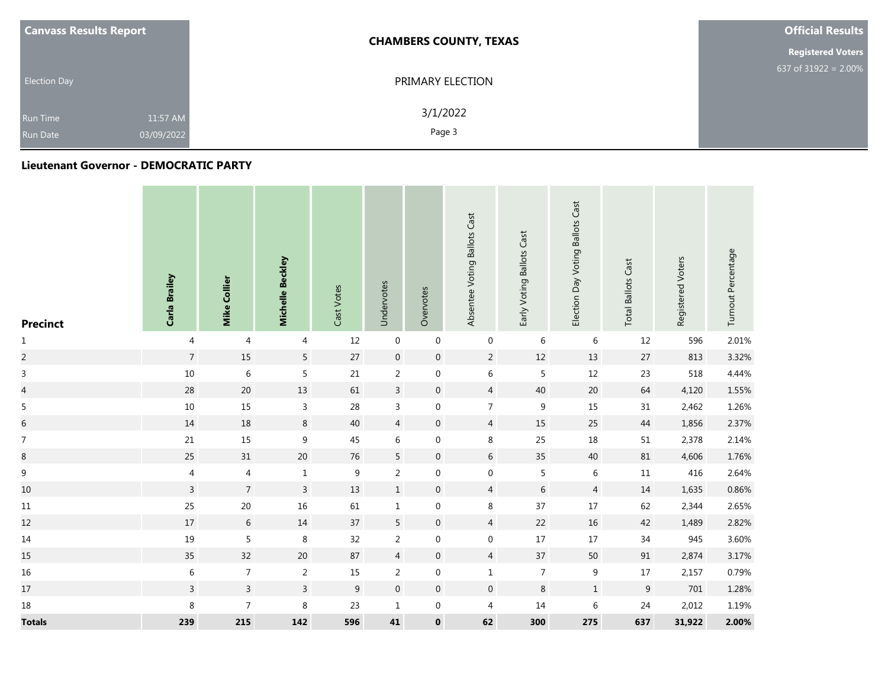Canvass Results Report

Election Day

Run Time 11:57 AM

Run Date 03/09/2022

**CHAMBERS COUNTY, TEXAS**

PRIMARY ELECTION

3/1/2022

**Official Results**

**Registered Voters**

637 of 31922 = 2.00%

## Lieutenant Governor - DEMOCRATIC PARTY

| Precinct | Carla Brailey | Mike Collier | Michelle Beckley | Cast Votes | Undervotes | Overvotes | Absentee Voting Ballots Cast | Early Voting Ballots Cast | Election Day Voting Ballots Cast | Total Ballots Cast | Registered Voters | Turnout Percentage |
|---|---|---|---|---|---|---|---|---|---|---|---|---|
| 1 | 4 | 4 | 4 | 12 | 0 | 0 | 0 | 6 | 6 | 12 | 596 | 2.01% |
| 2 | 7 | 15 | 5 | 27 | 0 | 0 | 2 | 12 | 13 | 27 | 813 | 3.32% |
| 3 | 10 | 6 | 5 | 21 | 2 | 0 | 6 | 5 | 12 | 23 | 518 | 4.44% |
| 4 | 28 | 20 | 13 | 61 | 3 | 0 | 4 | 40 | 20 | 64 | 4,120 | 1.55% |
| 5 | 10 | 15 | 3 | 28 | 3 | 0 | 7 | 9 | 15 | 31 | 2,462 | 1.26% |
| 6 | 14 | 18 | 8 | 40 | 4 | 0 | 4 | 15 | 25 | 44 | 1,856 | 2.37% |
| 7 | 21 | 15 | 9 | 45 | 6 | 0 | 8 | 25 | 18 | 51 | 2,378 | 2.14% |
| 8 | 25 | 31 | 20 | 76 | 5 | 0 | 6 | 35 | 40 | 81 | 4,606 | 1.76% |
| 9 | 4 | 4 | 1 | 9 | 2 | 0 | 0 | 5 | 6 | 11 | 416 | 2.64% |
| 10 | 3 | 7 | 3 | 13 | 1 | 0 | 4 | 6 | 4 | 14 | 1,635 | 0.86% |
| 11 | 25 | 20 | 16 | 61 | 1 | 0 | 8 | 37 | 17 | 62 | 2,344 | 2.65% |
| 12 | 17 | 6 | 14 | 37 | 5 | 0 | 4 | 22 | 16 | 42 | 1,489 | 2.82% |
| 14 | 19 | 5 | 8 | 32 | 2 | 0 | 0 | 17 | 17 | 34 | 945 | 3.60% |
| 15 | 35 | 32 | 20 | 87 | 4 | 0 | 4 | 37 | 50 | 91 | 2,874 | 3.17% |
| 16 | 6 | 7 | 2 | 15 | 2 | 0 | 1 | 7 | 9 | 17 | 2,157 | 0.79% |
| 17 | 3 | 3 | 3 | 9 | 0 | 0 | 0 | 8 | 1 | 9 | 701 | 1.28% |
| 18 | 8 | 7 | 8 | 23 | 1 | 0 | 4 | 14 | 6 | 24 | 2,012 | 1.19% |
| **Totals** | **239** | **215** | **142** | **596** | **41** | **0** | **62** | **300** | **275** | **637** | **31,922** | **2.00%** |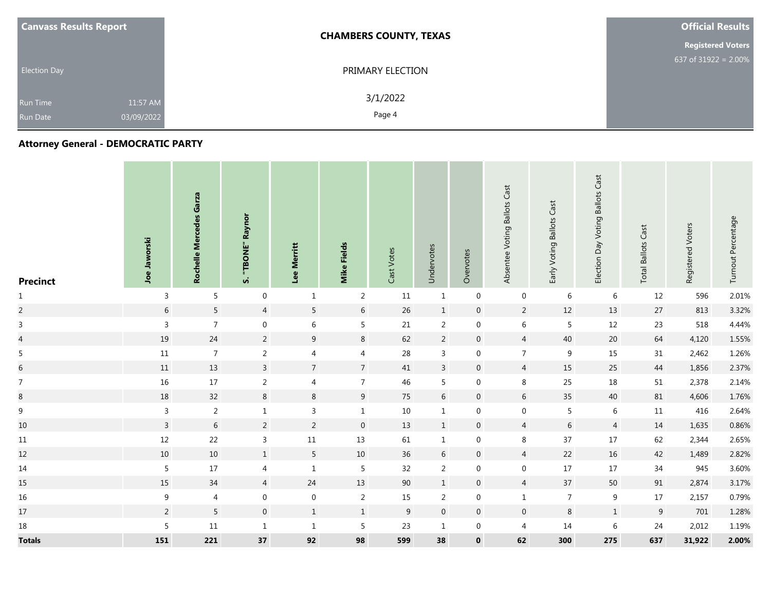| Canvass Results Report | CHAMBERS COUNTY, TEXAS | Official Results |
|---|---|---|
| Election Day | PRIMARY ELECTION | Registered Voters 637 of 31922 = 2.00% |
| Run Time 11:57 AM | 3/1/2022 | |
| Run Date 03/09/2022 | Page 4 | |

## Attorney General - DEMOCRATIC PARTY

| Precinct | Joe Jaworski | Rochelle Mercedes Garza | S. "TBONE" Raynor | Lee Merritt | Mike Fields | Cast Votes | Undervotes | Overvotes | Absentee Voting Ballots Cast | Early Voting Ballots Cast | Election Day Voting Ballots Cast | Total Ballots Cast | Registered Voters | Turnout Percentage |
|---|---|---|---|---|---|---|---|---|---|---|---|---|---|---|
| 1 | 3 | 5 | 0 | 1 | 2 | 11 | 1 | 0 | 0 | 6 | 6 | 12 | 596 | 2.01% |
| 2 | 6 | 5 | 4 | 5 | 6 | 26 | 1 | 0 | 2 | 12 | 13 | 27 | 813 | 3.32% |
| 3 | 3 | 7 | 0 | 6 | 5 | 21 | 2 | 0 | 6 | 5 | 12 | 23 | 518 | 4.44% |
| 4 | 19 | 24 | 2 | 9 | 8 | 62 | 2 | 0 | 4 | 40 | 20 | 64 | 4,120 | 1.55% |
| 5 | 11 | 7 | 2 | 4 | 4 | 28 | 3 | 0 | 7 | 9 | 15 | 31 | 2,462 | 1.26% |
| 6 | 11 | 13 | 3 | 7 | 7 | 41 | 3 | 0 | 4 | 15 | 25 | 44 | 1,856 | 2.37% |
| 7 | 16 | 17 | 2 | 4 | 7 | 46 | 5 | 0 | 8 | 25 | 18 | 51 | 2,378 | 2.14% |
| 8 | 18 | 32 | 8 | 8 | 9 | 75 | 6 | 0 | 6 | 35 | 40 | 81 | 4,606 | 1.76% |
| 9 | 3 | 2 | 1 | 3 | 1 | 10 | 1 | 0 | 0 | 5 | 6 | 11 | 416 | 2.64% |
| 10 | 3 | 6 | 2 | 2 | 0 | 13 | 1 | 0 | 4 | 6 | 4 | 14 | 1,635 | 0.86% |
| 11 | 12 | 22 | 3 | 11 | 13 | 61 | 1 | 0 | 8 | 37 | 17 | 62 | 2,344 | 2.65% |
| 12 | 10 | 10 | 1 | 5 | 10 | 36 | 6 | 0 | 4 | 22 | 16 | 42 | 1,489 | 2.82% |
| 14 | 5 | 17 | 4 | 1 | 5 | 32 | 2 | 0 | 0 | 17 | 17 | 34 | 945 | 3.60% |
| 15 | 15 | 34 | 4 | 24 | 13 | 90 | 1 | 0 | 4 | 37 | 50 | 91 | 2,874 | 3.17% |
| 16 | 9 | 4 | 0 | 0 | 2 | 15 | 2 | 0 | 1 | 7 | 9 | 17 | 2,157 | 0.79% |
| 17 | 2 | 5 | 0 | 1 | 1 | 9 | 0 | 0 | 0 | 8 | 1 | 9 | 701 | 1.28% |
| 18 | 5 | 11 | 1 | 1 | 5 | 23 | 1 | 0 | 4 | 14 | 6 | 24 | 2,012 | 1.19% |
| **Totals** | **151** | **221** | **37** | **92** | **98** | **599** | **38** | **0** | **62** | **300** | **275** | **637** | **31,922** | **2.00%** |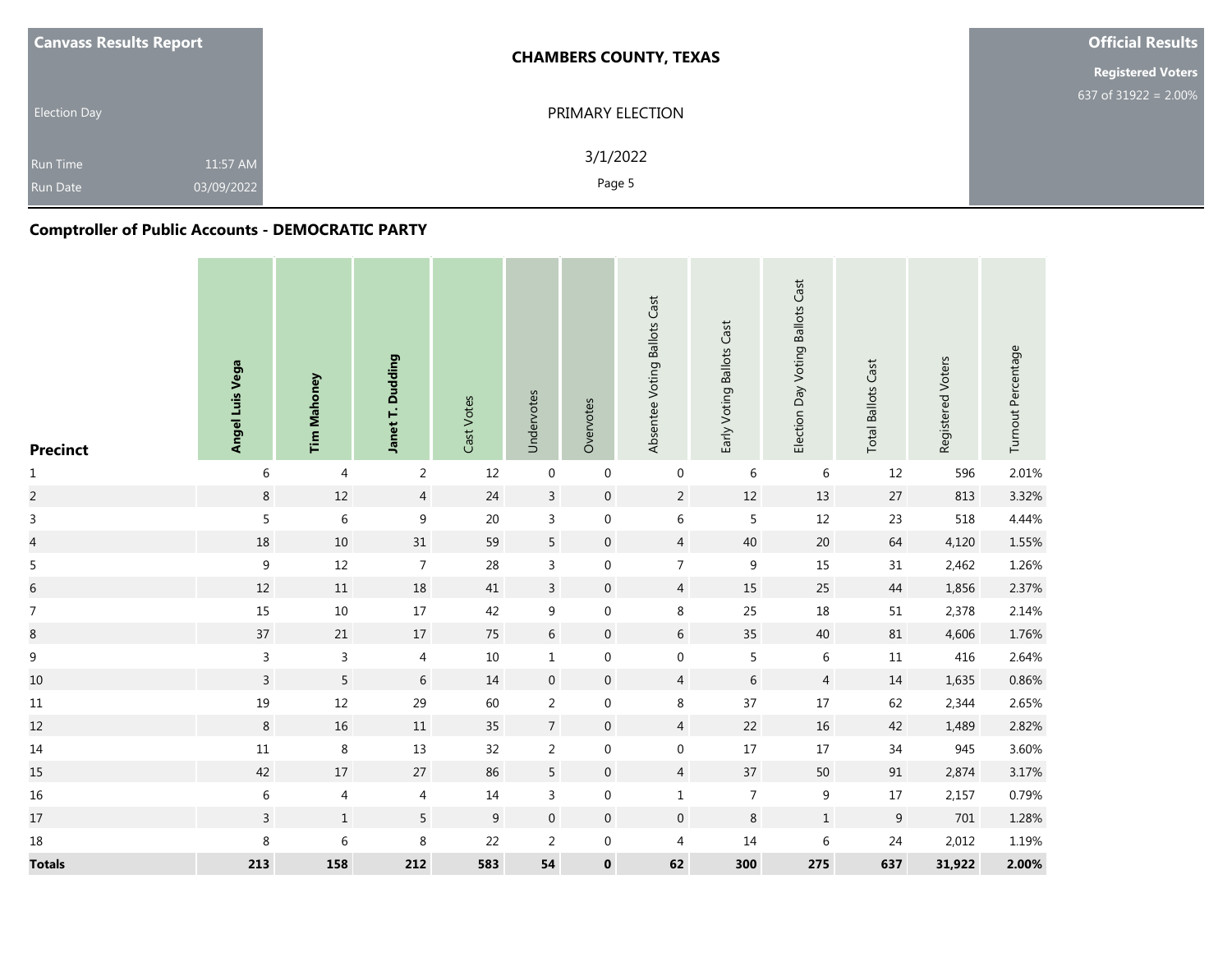**Canvass Results Report**

Election Day

Run Time 11:57 AM
Run Date 03/09/2022

**CHAMBERS COUNTY, TEXAS**

PRIMARY ELECTION

3/1/2022

**Official Results**

**Registered Voters**
637 of 31922 = 2.00%

## Comptroller of Public Accounts - DEMOCRATIC PARTY

| Precinct | Angel Luis Vega | Tim Mahoney | Janet T. Dudding | Cast Votes | Undervotes | Overvotes | Absentee Voting Ballots Cast | Early Voting Ballots Cast | Election Day Voting Ballots Cast | Total Ballots Cast | Registered Voters | Turnout Percentage |
|---|---|---|---|---|---|---|---|---|---|---|---|---|
| 1 | 6 | 4 | 2 | 12 | 0 | 0 | 0 | 6 | 6 | 12 | 596 | 2.01% |
| 2 | 8 | 12 | 4 | 24 | 3 | 0 | 2 | 12 | 13 | 27 | 813 | 3.32% |
| 3 | 5 | 6 | 9 | 20 | 3 | 0 | 6 | 5 | 12 | 23 | 518 | 4.44% |
| 4 | 18 | 10 | 31 | 59 | 5 | 0 | 4 | 40 | 20 | 64 | 4,120 | 1.55% |
| 5 | 9 | 12 | 7 | 28 | 3 | 0 | 7 | 9 | 15 | 31 | 2,462 | 1.26% |
| 6 | 12 | 11 | 18 | 41 | 3 | 0 | 4 | 15 | 25 | 44 | 1,856 | 2.37% |
| 7 | 15 | 10 | 17 | 42 | 9 | 0 | 8 | 25 | 18 | 51 | 2,378 | 2.14% |
| 8 | 37 | 21 | 17 | 75 | 6 | 0 | 6 | 35 | 40 | 81 | 4,606 | 1.76% |
| 9 | 3 | 3 | 4 | 10 | 1 | 0 | 0 | 5 | 6 | 11 | 416 | 2.64% |
| 10 | 3 | 5 | 6 | 14 | 0 | 0 | 4 | 6 | 4 | 14 | 1,635 | 0.86% |
| 11 | 19 | 12 | 29 | 60 | 2 | 0 | 8 | 37 | 17 | 62 | 2,344 | 2.65% |
| 12 | 8 | 16 | 11 | 35 | 7 | 0 | 4 | 22 | 16 | 42 | 1,489 | 2.82% |
| 14 | 11 | 8 | 13 | 32 | 2 | 0 | 0 | 17 | 17 | 34 | 945 | 3.60% |
| 15 | 42 | 17 | 27 | 86 | 5 | 0 | 4 | 37 | 50 | 91 | 2,874 | 3.17% |
| 16 | 6 | 4 | 4 | 14 | 3 | 0 | 1 | 7 | 9 | 17 | 2,157 | 0.79% |
| 17 | 3 | 1 | 5 | 9 | 0 | 0 | 0 | 8 | 1 | 9 | 701 | 1.28% |
| 18 | 8 | 6 | 8 | 22 | 2 | 0 | 4 | 14 | 6 | 24 | 2,012 | 1.19% |
| **Totals** | **213** | **158** | **212** | **583** | **54** | **0** | **62** | **300** | **275** | **637** | **31,922** | **2.00%** |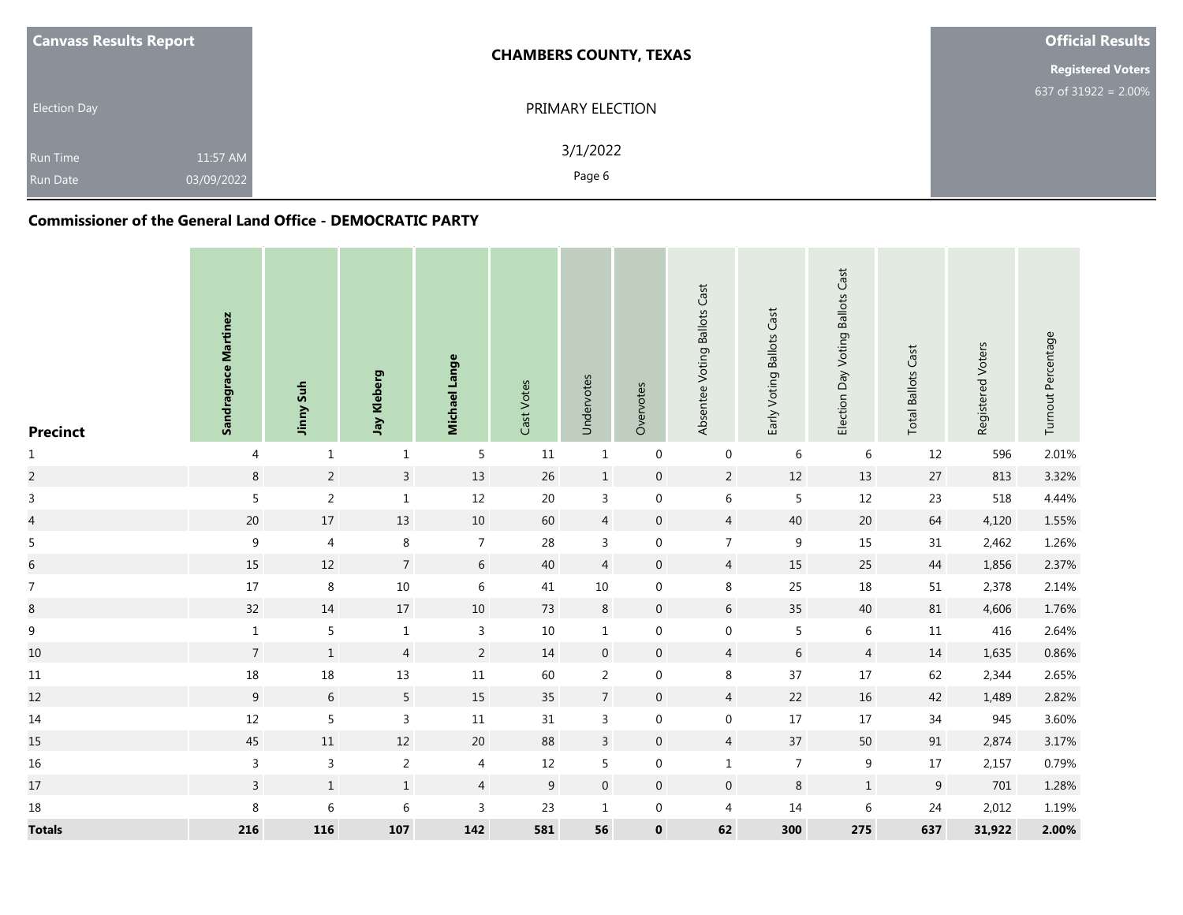Canvass Results Report

Election Day

Run Time 11:57 AM

Run Date 03/09/2022

**CHAMBERS COUNTY, TEXAS**

PRIMARY ELECTION

3/1/2022

**Official Results**

**Registered Voters**

637 of 31922 = 2.00%

## Commissioner of the General Land Office - DEMOCRATIC PARTY

| Precinct | Sandragrace Martinez | Jinny Suh | Jay Kleberg | Michael Lange | Cast Votes | Undervotes | Overvotes | Absentee Voting Ballots Cast | Early Voting Ballots Cast | Election Day Voting Ballots Cast | Total Ballots Cast | Registered Voters | Turnout Percentage |
|---|---|---|---|---|---|---|---|---|---|---|---|---|---|
| 1 | 4 | 1 | 1 | 5 | 11 | 1 | 0 | 0 | 6 | 6 | 12 | 596 | 2.01% |
| 2 | 8 | 2 | 3 | 13 | 26 | 1 | 0 | 2 | 12 | 13 | 27 | 813 | 3.32% |
| 3 | 5 | 2 | 1 | 12 | 20 | 3 | 0 | 6 | 5 | 12 | 23 | 518 | 4.44% |
| 4 | 20 | 17 | 13 | 10 | 60 | 4 | 0 | 4 | 40 | 20 | 64 | 4,120 | 1.55% |
| 5 | 9 | 4 | 8 | 7 | 28 | 3 | 0 | 7 | 9 | 15 | 31 | 2,462 | 1.26% |
| 6 | 15 | 12 | 7 | 6 | 40 | 4 | 0 | 4 | 15 | 25 | 44 | 1,856 | 2.37% |
| 7 | 17 | 8 | 10 | 6 | 41 | 10 | 0 | 8 | 25 | 18 | 51 | 2,378 | 2.14% |
| 8 | 32 | 14 | 17 | 10 | 73 | 8 | 0 | 6 | 35 | 40 | 81 | 4,606 | 1.76% |
| 9 | 1 | 5 | 1 | 3 | 10 | 1 | 0 | 0 | 5 | 6 | 11 | 416 | 2.64% |
| 10 | 7 | 1 | 4 | 2 | 14 | 0 | 0 | 4 | 6 | 4 | 14 | 1,635 | 0.86% |
| 11 | 18 | 18 | 13 | 11 | 60 | 2 | 0 | 8 | 37 | 17 | 62 | 2,344 | 2.65% |
| 12 | 9 | 6 | 5 | 15 | 35 | 7 | 0 | 4 | 22 | 16 | 42 | 1,489 | 2.82% |
| 14 | 12 | 5 | 3 | 11 | 31 | 3 | 0 | 0 | 17 | 17 | 34 | 945 | 3.60% |
| 15 | 45 | 11 | 12 | 20 | 88 | 3 | 0 | 4 | 37 | 50 | 91 | 2,874 | 3.17% |
| 16 | 3 | 3 | 2 | 4 | 12 | 5 | 0 | 1 | 7 | 9 | 17 | 2,157 | 0.79% |
| 17 | 3 | 1 | 1 | 4 | 9 | 0 | 0 | 0 | 8 | 1 | 9 | 701 | 1.28% |
| 18 | 8 | 6 | 6 | 3 | 23 | 1 | 0 | 4 | 14 | 6 | 24 | 2,012 | 1.19% |
| **Totals** | **216** | **116** | **107** | **142** | **581** | **56** | **0** | **62** | **300** | **275** | **637** | **31,922** | **2.00%** |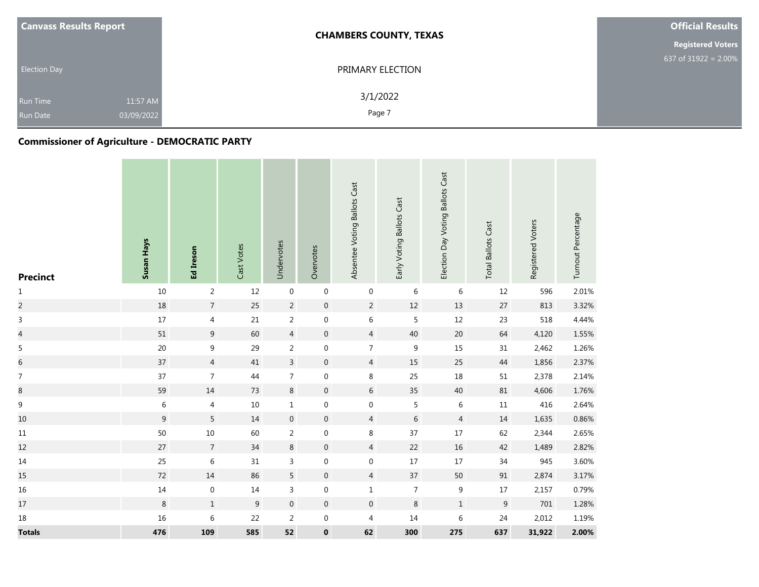Canvass Results Report

Election Day

Run Time 11:57 AM

Run Date 03/09/2022

**CHAMBERS COUNTY, TEXAS**

PRIMARY ELECTION

3/1/2022

**Official Results**

**Registered Voters**

637 of 31922 = 2.00%

## Commissioner of Agriculture - DEMOCRATIC PARTY

| Precinct | Susan Hays | Ed Ireson | Cast Votes | Undervotes | Overvotes | Absentee Voting Ballots Cast | Early Voting Ballots Cast | Election Day Voting Ballots Cast | Total Ballots Cast | Registered Voters | Turnout Percentage |
|---|---|---|---|---|---|---|---|---|---|---|---|
| 1 | 10 | 2 | 12 | 0 | 0 | 0 | 6 | 6 | 12 | 596 | 2.01% |
| 2 | 18 | 7 | 25 | 2 | 0 | 2 | 12 | 13 | 27 | 813 | 3.32% |
| 3 | 17 | 4 | 21 | 2 | 0 | 6 | 5 | 12 | 23 | 518 | 4.44% |
| 4 | 51 | 9 | 60 | 4 | 0 | 4 | 40 | 20 | 64 | 4,120 | 1.55% |
| 5 | 20 | 9 | 29 | 2 | 0 | 7 | 9 | 15 | 31 | 2,462 | 1.26% |
| 6 | 37 | 4 | 41 | 3 | 0 | 4 | 15 | 25 | 44 | 1,856 | 2.37% |
| 7 | 37 | 7 | 44 | 7 | 0 | 8 | 25 | 18 | 51 | 2,378 | 2.14% |
| 8 | 59 | 14 | 73 | 8 | 0 | 6 | 35 | 40 | 81 | 4,606 | 1.76% |
| 9 | 6 | 4 | 10 | 1 | 0 | 0 | 5 | 6 | 11 | 416 | 2.64% |
| 10 | 9 | 5 | 14 | 0 | 0 | 4 | 6 | 4 | 14 | 1,635 | 0.86% |
| 11 | 50 | 10 | 60 | 2 | 0 | 8 | 37 | 17 | 62 | 2,344 | 2.65% |
| 12 | 27 | 7 | 34 | 8 | 0 | 4 | 22 | 16 | 42 | 1,489 | 2.82% |
| 14 | 25 | 6 | 31 | 3 | 0 | 0 | 17 | 17 | 34 | 945 | 3.60% |
| 15 | 72 | 14 | 86 | 5 | 0 | 4 | 37 | 50 | 91 | 2,874 | 3.17% |
| 16 | 14 | 0 | 14 | 3 | 0 | 1 | 7 | 9 | 17 | 2,157 | 0.79% |
| 17 | 8 | 1 | 9 | 0 | 0 | 0 | 8 | 1 | 9 | 701 | 1.28% |
| 18 | 16 | 6 | 22 | 2 | 0 | 4 | 14 | 6 | 24 | 2,012 | 1.19% |
| **Totals** | **476** | **109** | **585** | **52** | **0** | **62** | **300** | **275** | **637** | **31,922** | **2.00%** |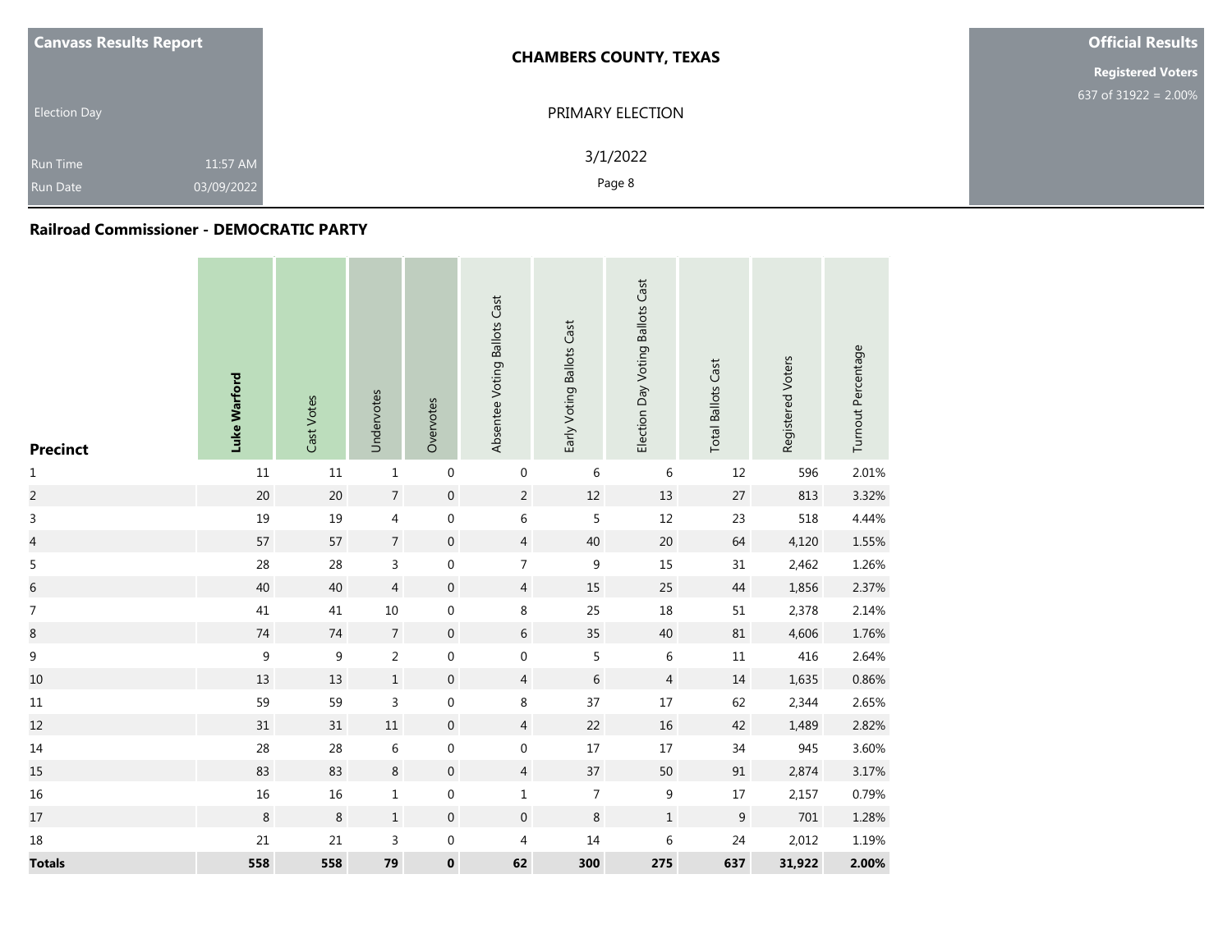**Canvass Results Report**

Election Day

Run Time 11:57 AM

Run Date 03/09/2022

**CHAMBERS COUNTY, TEXAS**

PRIMARY ELECTION

3/1/2022

**Official Results**

**Registered Voters**

637 of 31922 = 2.00%

### Railroad Commissioner - DEMOCRATIC PARTY

| Precinct | **Luke Warford** | Cast Votes | Undervotes | Overvotes | Absentee Voting Ballots Cast | Early Voting Ballots Cast | Election Day Voting Ballots Cast | Total Ballots Cast | Registered Voters | Turnout Percentage |
|---|---|---|---|---|---|---|---|---|---|---|
| 1 | 11 | 11 | 1 | 0 | 0 | 6 | 6 | 12 | 596 | 2.01% |
| 2 | 20 | 20 | 7 | 0 | 2 | 12 | 13 | 27 | 813 | 3.32% |
| 3 | 19 | 19 | 4 | 0 | 6 | 5 | 12 | 23 | 518 | 4.44% |
| 4 | 57 | 57 | 7 | 0 | 4 | 40 | 20 | 64 | 4,120 | 1.55% |
| 5 | 28 | 28 | 3 | 0 | 7 | 9 | 15 | 31 | 2,462 | 1.26% |
| 6 | 40 | 40 | 4 | 0 | 4 | 15 | 25 | 44 | 1,856 | 2.37% |
| 7 | 41 | 41 | 10 | 0 | 8 | 25 | 18 | 51 | 2,378 | 2.14% |
| 8 | 74 | 74 | 7 | 0 | 6 | 35 | 40 | 81 | 4,606 | 1.76% |
| 9 | 9 | 9 | 2 | 0 | 0 | 5 | 6 | 11 | 416 | 2.64% |
| 10 | 13 | 13 | 1 | 0 | 4 | 6 | 4 | 14 | 1,635 | 0.86% |
| 11 | 59 | 59 | 3 | 0 | 8 | 37 | 17 | 62 | 2,344 | 2.65% |
| 12 | 31 | 31 | 11 | 0 | 4 | 22 | 16 | 42 | 1,489 | 2.82% |
| 14 | 28 | 28 | 6 | 0 | 0 | 17 | 17 | 34 | 945 | 3.60% |
| 15 | 83 | 83 | 8 | 0 | 4 | 37 | 50 | 91 | 2,874 | 3.17% |
| 16 | 16 | 16 | 1 | 0 | 1 | 7 | 9 | 17 | 2,157 | 0.79% |
| 17 | 8 | 8 | 1 | 0 | 0 | 8 | 1 | 9 | 701 | 1.28% |
| 18 | 21 | 21 | 3 | 0 | 4 | 14 | 6 | 24 | 2,012 | 1.19% |
| **Totals** | **558** | **558** | **79** | **0** | **62** | **300** | **275** | **637** | **31,922** | **2.00%** |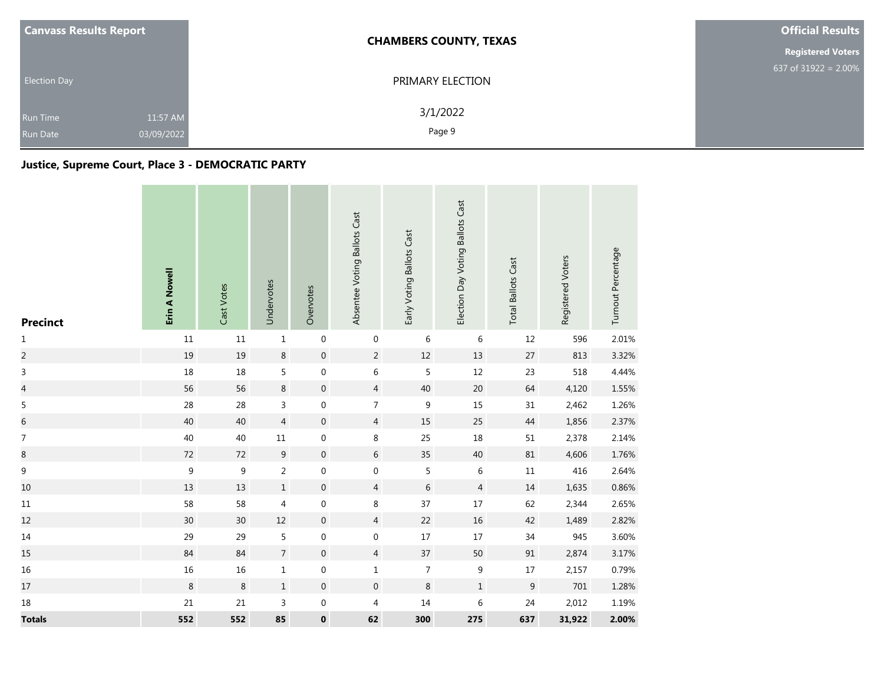**Canvass Results Report**

Election Day

Run Time 11:57 AM

Run Date 03/09/2022

**CHAMBERS COUNTY, TEXAS**

PRIMARY ELECTION

3/1/2022

**Official Results**

**Registered Voters**

637 of 31922 = 2.00%

## Justice, Supreme Court, Place 3 - DEMOCRATIC PARTY

| Precinct | Erin A Nowell | Cast Votes | Undervotes | Overvotes | Absentee Voting Ballots Cast | Early Voting Ballots Cast | Election Day Voting Ballots Cast | Total Ballots Cast | Registered Voters | Turnout Percentage |
|---|---|---|---|---|---|---|---|---|---|---|
| 1 | 11 | 11 | 1 | 0 | 0 | 6 | 6 | 12 | 596 | 2.01% |
| 2 | 19 | 19 | 8 | 0 | 2 | 12 | 13 | 27 | 813 | 3.32% |
| 3 | 18 | 18 | 5 | 0 | 6 | 5 | 12 | 23 | 518 | 4.44% |
| 4 | 56 | 56 | 8 | 0 | 4 | 40 | 20 | 64 | 4,120 | 1.55% |
| 5 | 28 | 28 | 3 | 0 | 7 | 9 | 15 | 31 | 2,462 | 1.26% |
| 6 | 40 | 40 | 4 | 0 | 4 | 15 | 25 | 44 | 1,856 | 2.37% |
| 7 | 40 | 40 | 11 | 0 | 8 | 25 | 18 | 51 | 2,378 | 2.14% |
| 8 | 72 | 72 | 9 | 0 | 6 | 35 | 40 | 81 | 4,606 | 1.76% |
| 9 | 9 | 9 | 2 | 0 | 0 | 5 | 6 | 11 | 416 | 2.64% |
| 10 | 13 | 13 | 1 | 0 | 4 | 6 | 4 | 14 | 1,635 | 0.86% |
| 11 | 58 | 58 | 4 | 0 | 8 | 37 | 17 | 62 | 2,344 | 2.65% |
| 12 | 30 | 30 | 12 | 0 | 4 | 22 | 16 | 42 | 1,489 | 2.82% |
| 14 | 29 | 29 | 5 | 0 | 0 | 17 | 17 | 34 | 945 | 3.60% |
| 15 | 84 | 84 | 7 | 0 | 4 | 37 | 50 | 91 | 2,874 | 3.17% |
| 16 | 16 | 16 | 1 | 0 | 1 | 7 | 9 | 17 | 2,157 | 0.79% |
| 17 | 8 | 8 | 1 | 0 | 0 | 8 | 1 | 9 | 701 | 1.28% |
| 18 | 21 | 21 | 3 | 0 | 4 | 14 | 6 | 24 | 2,012 | 1.19% |
| **Totals** | **552** | **552** | **85** | **0** | **62** | **300** | **275** | **637** | **31,922** | **2.00%** |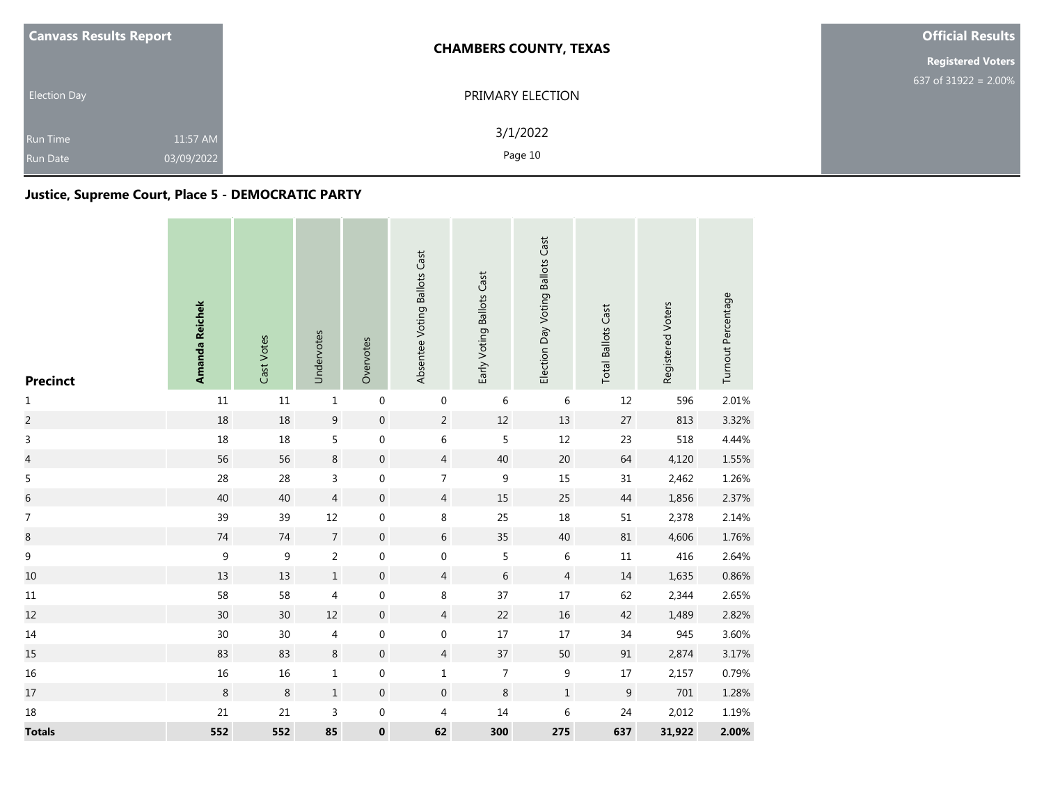**Canvass Results Report**

Election Day

Run Time 11:57 AM

Run Date 03/09/2022

**CHAMBERS COUNTY, TEXAS**

PRIMARY ELECTION

3/1/2022

**Official Results**

**Registered Voters**

637 of 31922 = 2.00%

## Justice, Supreme Court, Place 5 - DEMOCRATIC PARTY

| Precinct | Amanda Reichek | Cast Votes | Undervotes | Overvotes | Absentee Voting Ballots Cast | Early Voting Ballots Cast | Election Day Voting Ballots Cast | Total Ballots Cast | Registered Voters | Turnout Percentage |
|---|---|---|---|---|---|---|---|---|---|---|
| 1 | 11 | 11 | 1 | 0 | 0 | 6 | 6 | 12 | 596 | 2.01% |
| 2 | 18 | 18 | 9 | 0 | 2 | 12 | 13 | 27 | 813 | 3.32% |
| 3 | 18 | 18 | 5 | 0 | 6 | 5 | 12 | 23 | 518 | 4.44% |
| 4 | 56 | 56 | 8 | 0 | 4 | 40 | 20 | 64 | 4,120 | 1.55% |
| 5 | 28 | 28 | 3 | 0 | 7 | 9 | 15 | 31 | 2,462 | 1.26% |
| 6 | 40 | 40 | 4 | 0 | 4 | 15 | 25 | 44 | 1,856 | 2.37% |
| 7 | 39 | 39 | 12 | 0 | 8 | 25 | 18 | 51 | 2,378 | 2.14% |
| 8 | 74 | 74 | 7 | 0 | 6 | 35 | 40 | 81 | 4,606 | 1.76% |
| 9 | 9 | 9 | 2 | 0 | 0 | 5 | 6 | 11 | 416 | 2.64% |
| 10 | 13 | 13 | 1 | 0 | 4 | 6 | 4 | 14 | 1,635 | 0.86% |
| 11 | 58 | 58 | 4 | 0 | 8 | 37 | 17 | 62 | 2,344 | 2.65% |
| 12 | 30 | 30 | 12 | 0 | 4 | 22 | 16 | 42 | 1,489 | 2.82% |
| 14 | 30 | 30 | 4 | 0 | 0 | 17 | 17 | 34 | 945 | 3.60% |
| 15 | 83 | 83 | 8 | 0 | 4 | 37 | 50 | 91 | 2,874 | 3.17% |
| 16 | 16 | 16 | 1 | 0 | 1 | 7 | 9 | 17 | 2,157 | 0.79% |
| 17 | 8 | 8 | 1 | 0 | 0 | 8 | 1 | 9 | 701 | 1.28% |
| 18 | 21 | 21 | 3 | 0 | 4 | 14 | 6 | 24 | 2,012 | 1.19% |
| **Totals** | **552** | **552** | **85** | **0** | **62** | **300** | **275** | **637** | **31,922** | **2.00%** |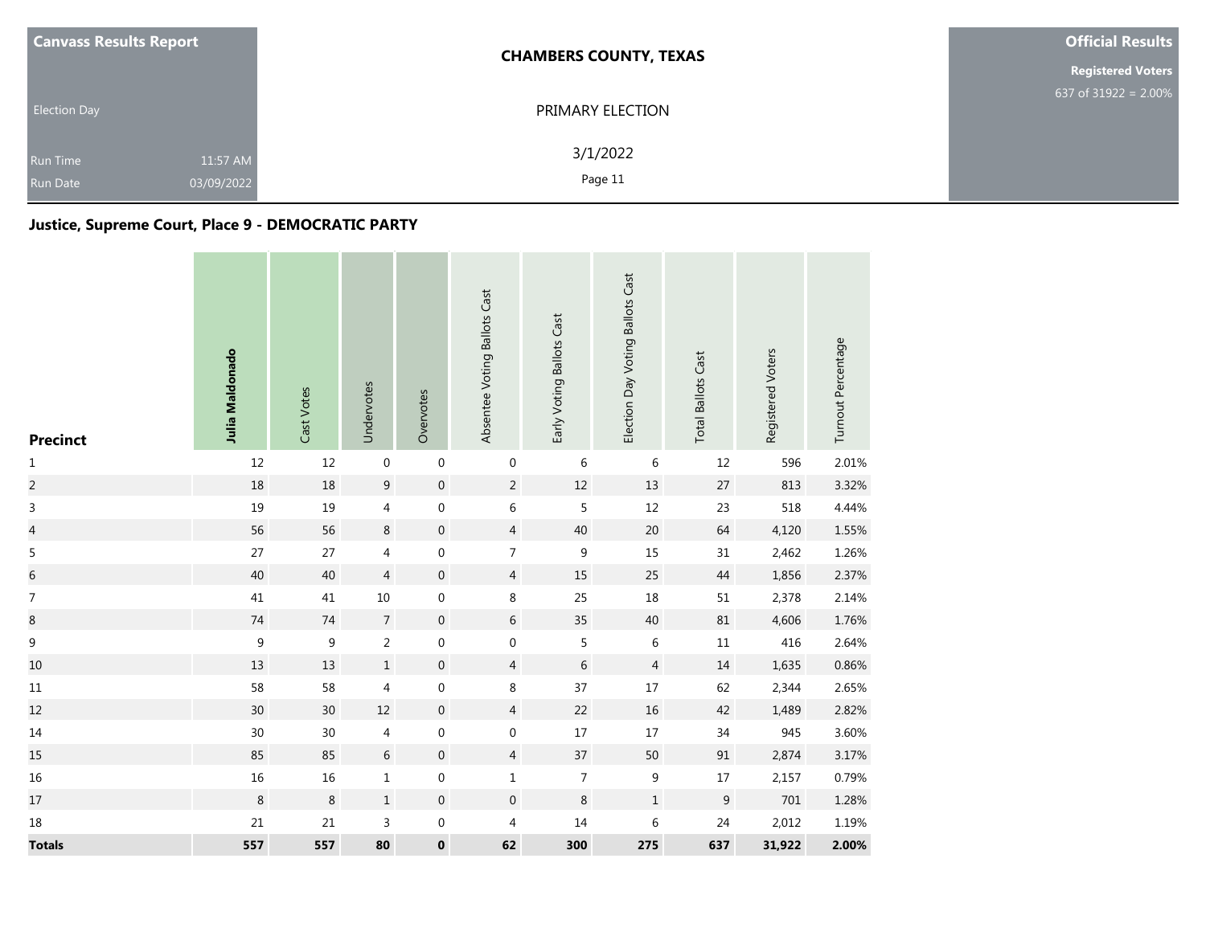| Canvass Results Report | CHAMBERS COUNTY, TEXAS | Official Results |
|---|---|---|
| Election Day | PRIMARY ELECTION | Registered Voters 637 of 31922 = 2.00% |
| Run Time 11:57 AM | 3/1/2022 | |
| Run Date 03/09/2022 | | |

## Justice, Supreme Court, Place 9 - DEMOCRATIC PARTY

| Precinct | **Julia Maldonado** | Cast Votes | Undervotes | Overvotes | Absentee Voting Ballots Cast | Early Voting Ballots Cast | Election Day Voting Ballots Cast | Total Ballots Cast | Registered Voters | Turnout Percentage |
|---|---|---|---|---|---|---|---|---|---|---|
| 1 | 12 | 12 | 0 | 0 | 0 | 6 | 6 | 12 | 596 | 2.01% |
| 2 | 18 | 18 | 9 | 0 | 2 | 12 | 13 | 27 | 813 | 3.32% |
| 3 | 19 | 19 | 4 | 0 | 6 | 5 | 12 | 23 | 518 | 4.44% |
| 4 | 56 | 56 | 8 | 0 | 4 | 40 | 20 | 64 | 4,120 | 1.55% |
| 5 | 27 | 27 | 4 | 0 | 7 | 9 | 15 | 31 | 2,462 | 1.26% |
| 6 | 40 | 40 | 4 | 0 | 4 | 15 | 25 | 44 | 1,856 | 2.37% |
| 7 | 41 | 41 | 10 | 0 | 8 | 25 | 18 | 51 | 2,378 | 2.14% |
| 8 | 74 | 74 | 7 | 0 | 6 | 35 | 40 | 81 | 4,606 | 1.76% |
| 9 | 9 | 9 | 2 | 0 | 0 | 5 | 6 | 11 | 416 | 2.64% |
| 10 | 13 | 13 | 1 | 0 | 4 | 6 | 4 | 14 | 1,635 | 0.86% |
| 11 | 58 | 58 | 4 | 0 | 8 | 37 | 17 | 62 | 2,344 | 2.65% |
| 12 | 30 | 30 | 12 | 0 | 4 | 22 | 16 | 42 | 1,489 | 2.82% |
| 14 | 30 | 30 | 4 | 0 | 0 | 17 | 17 | 34 | 945 | 3.60% |
| 15 | 85 | 85 | 6 | 0 | 4 | 37 | 50 | 91 | 2,874 | 3.17% |
| 16 | 16 | 16 | 1 | 0 | 1 | 7 | 9 | 17 | 2,157 | 0.79% |
| 17 | 8 | 8 | 1 | 0 | 0 | 8 | 1 | 9 | 701 | 1.28% |
| 18 | 21 | 21 | 3 | 0 | 4 | 14 | 6 | 24 | 2,012 | 1.19% |
| **Totals** | **557** | **557** | **80** | **0** | **62** | **300** | **275** | **637** | **31,922** | **2.00%** |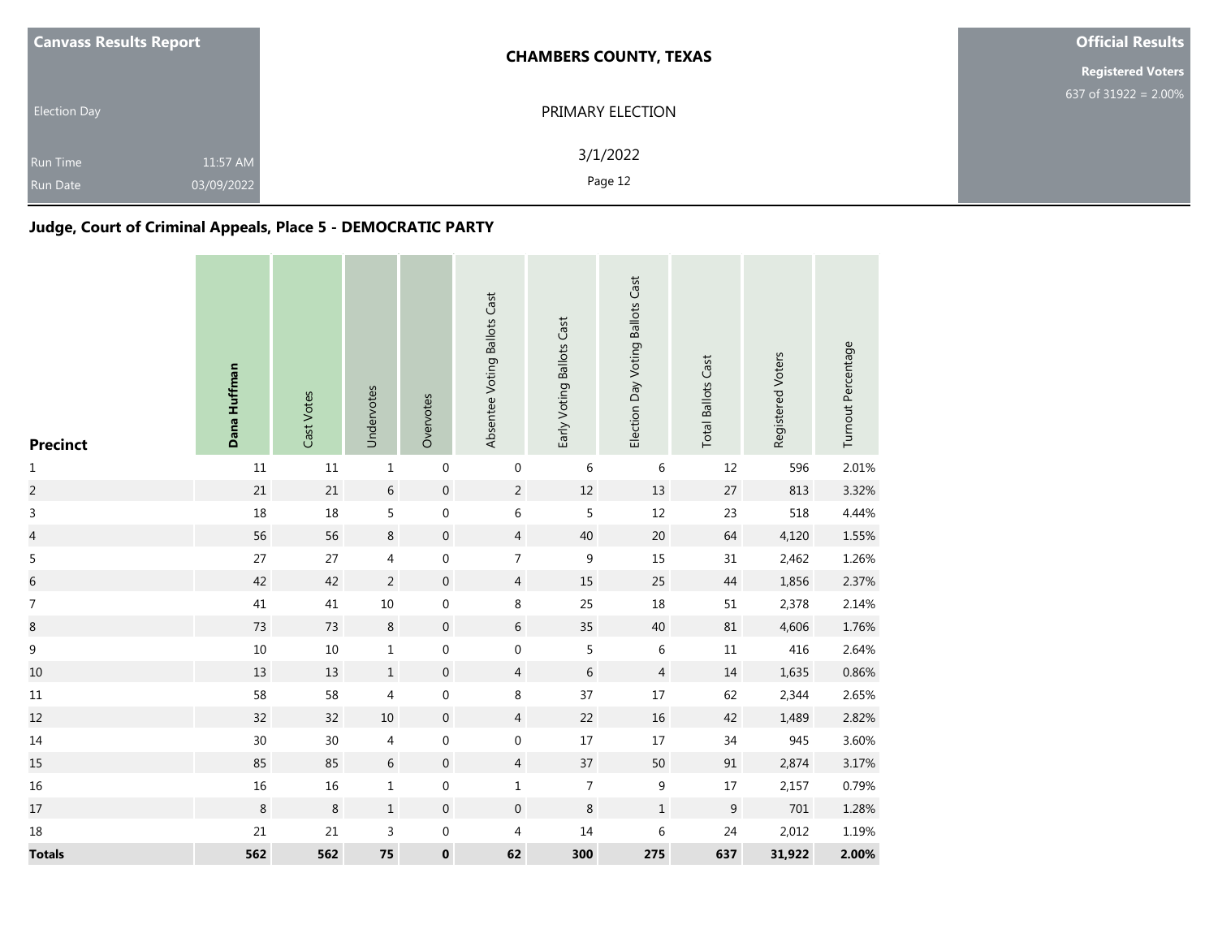**Canvass Results Report**

Election Day

Run Time 11:57 AM

Run Date 03/09/2022

**CHAMBERS COUNTY, TEXAS**

PRIMARY ELECTION

3/1/2022

**Official Results**

**Registered Voters**

637 of 31922 = 2.00%

## Judge, Court of Criminal Appeals, Place 5 - DEMOCRATIC PARTY

| Precinct | Dana Huffman | Cast Votes | Undervotes | Overvotes | Absentee Voting Ballots Cast | Early Voting Ballots Cast | Election Day Voting Ballots Cast | Total Ballots Cast | Registered Voters | Turnout Percentage |
|---|---|---|---|---|---|---|---|---|---|---|
| 1 | 11 | 11 | 1 | 0 | 0 | 6 | 6 | 12 | 596 | 2.01% |
| 2 | 21 | 21 | 6 | 0 | 2 | 12 | 13 | 27 | 813 | 3.32% |
| 3 | 18 | 18 | 5 | 0 | 6 | 5 | 12 | 23 | 518 | 4.44% |
| 4 | 56 | 56 | 8 | 0 | 4 | 40 | 20 | 64 | 4,120 | 1.55% |
| 5 | 27 | 27 | 4 | 0 | 7 | 9 | 15 | 31 | 2,462 | 1.26% |
| 6 | 42 | 42 | 2 | 0 | 4 | 15 | 25 | 44 | 1,856 | 2.37% |
| 7 | 41 | 41 | 10 | 0 | 8 | 25 | 18 | 51 | 2,378 | 2.14% |
| 8 | 73 | 73 | 8 | 0 | 6 | 35 | 40 | 81 | 4,606 | 1.76% |
| 9 | 10 | 10 | 1 | 0 | 0 | 5 | 6 | 11 | 416 | 2.64% |
| 10 | 13 | 13 | 1 | 0 | 4 | 6 | 4 | 14 | 1,635 | 0.86% |
| 11 | 58 | 58 | 4 | 0 | 8 | 37 | 17 | 62 | 2,344 | 2.65% |
| 12 | 32 | 32 | 10 | 0 | 4 | 22 | 16 | 42 | 1,489 | 2.82% |
| 14 | 30 | 30 | 4 | 0 | 0 | 17 | 17 | 34 | 945 | 3.60% |
| 15 | 85 | 85 | 6 | 0 | 4 | 37 | 50 | 91 | 2,874 | 3.17% |
| 16 | 16 | 16 | 1 | 0 | 1 | 7 | 9 | 17 | 2,157 | 0.79% |
| 17 | 8 | 8 | 1 | 0 | 0 | 8 | 1 | 9 | 701 | 1.28% |
| 18 | 21 | 21 | 3 | 0 | 4 | 14 | 6 | 24 | 2,012 | 1.19% |
| **Totals** | **562** | **562** | **75** | **0** | **62** | **300** | **275** | **637** | **31,922** | **2.00%** |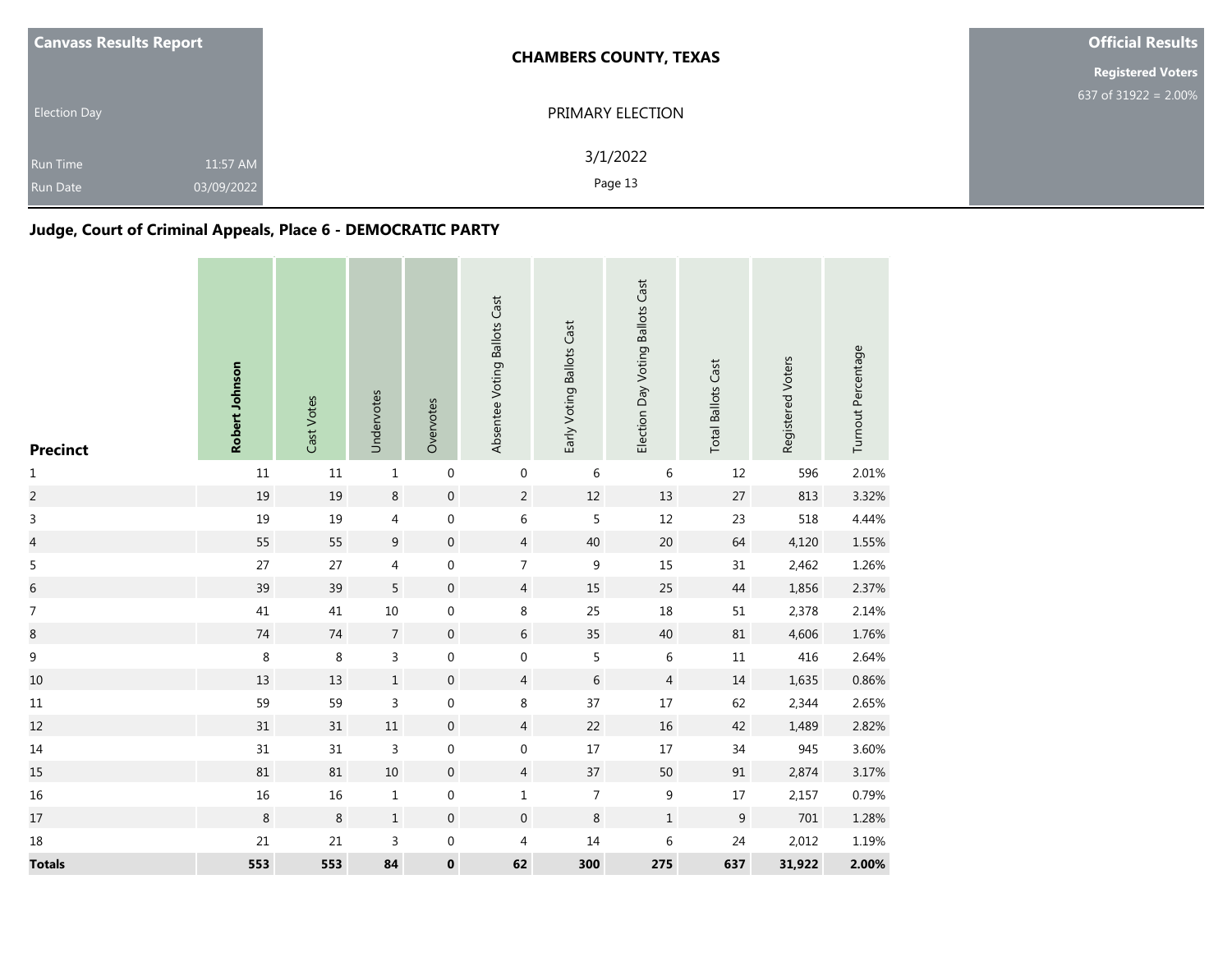**Canvass Results Report**

Election Day

Run Time 11:57 AM
Run Date 03/09/2022

**CHAMBERS COUNTY, TEXAS**

PRIMARY ELECTION

3/1/2022

**Official Results**

**Registered Voters**
637 of 31922 = 2.00%

## Judge, Court of Criminal Appeals, Place 6 - DEMOCRATIC PARTY

| Precinct | **Robert Johnson** | Cast Votes | Undervotes | Overvotes | Absentee Voting Ballots Cast | Early Voting Ballots Cast | Election Day Voting Ballots Cast | Total Ballots Cast | Registered Voters | Turnout Percentage |
|---|---|---|---|---|---|---|---|---|---|---|
| 1 | 11 | 11 | 1 | 0 | 0 | 6 | 6 | 12 | 596 | 2.01% |
| 2 | 19 | 19 | 8 | 0 | 2 | 12 | 13 | 27 | 813 | 3.32% |
| 3 | 19 | 19 | 4 | 0 | 6 | 5 | 12 | 23 | 518 | 4.44% |
| 4 | 55 | 55 | 9 | 0 | 4 | 40 | 20 | 64 | 4,120 | 1.55% |
| 5 | 27 | 27 | 4 | 0 | 7 | 9 | 15 | 31 | 2,462 | 1.26% |
| 6 | 39 | 39 | 5 | 0 | 4 | 15 | 25 | 44 | 1,856 | 2.37% |
| 7 | 41 | 41 | 10 | 0 | 8 | 25 | 18 | 51 | 2,378 | 2.14% |
| 8 | 74 | 74 | 7 | 0 | 6 | 35 | 40 | 81 | 4,606 | 1.76% |
| 9 | 8 | 8 | 3 | 0 | 0 | 5 | 6 | 11 | 416 | 2.64% |
| 10 | 13 | 13 | 1 | 0 | 4 | 6 | 4 | 14 | 1,635 | 0.86% |
| 11 | 59 | 59 | 3 | 0 | 8 | 37 | 17 | 62 | 2,344 | 2.65% |
| 12 | 31 | 31 | 11 | 0 | 4 | 22 | 16 | 42 | 1,489 | 2.82% |
| 14 | 31 | 31 | 3 | 0 | 0 | 17 | 17 | 34 | 945 | 3.60% |
| 15 | 81 | 81 | 10 | 0 | 4 | 37 | 50 | 91 | 2,874 | 3.17% |
| 16 | 16 | 16 | 1 | 0 | 1 | 7 | 9 | 17 | 2,157 | 0.79% |
| 17 | 8 | 8 | 1 | 0 | 0 | 8 | 1 | 9 | 701 | 1.28% |
| 18 | 21 | 21 | 3 | 0 | 4 | 14 | 6 | 24 | 2,012 | 1.19% |
| **Totals** | **553** | **553** | **84** | **0** | **62** | **300** | **275** | **637** | **31,922** | **2.00%** |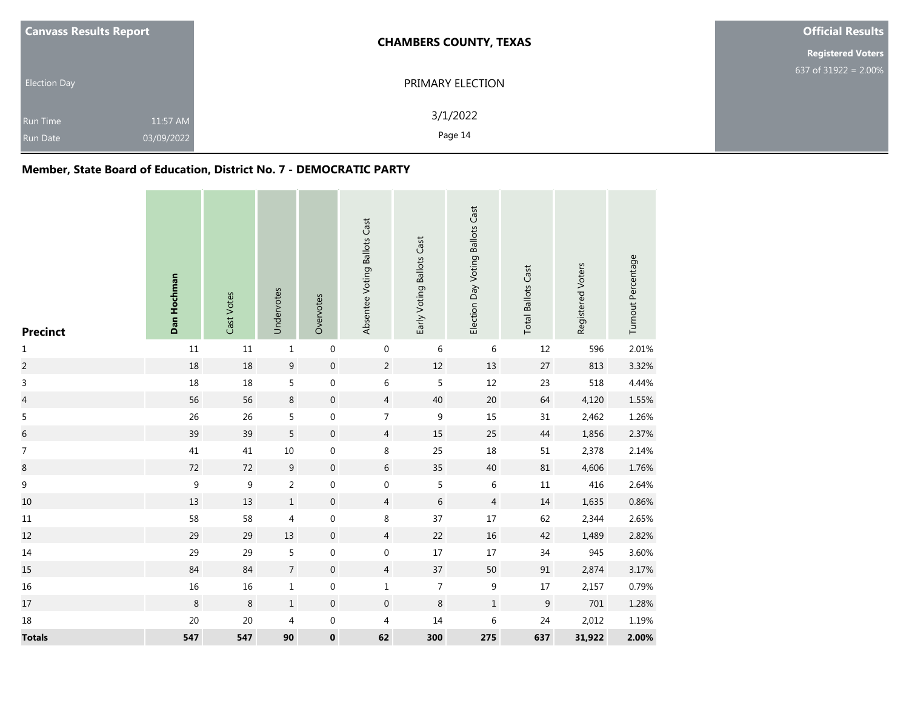**Canvass Results Report**

Election Day

Run Time 11:57 AM

Run Date 03/09/2022

**CHAMBERS COUNTY, TEXAS**

PRIMARY ELECTION

3/1/2022

**Official Results**

**Registered Voters**

637 of 31922 = 2.00%

## Member, State Board of Education, District No. 7 - DEMOCRATIC PARTY

| Precinct | Dan Hochman | Cast Votes | Undervotes | Overvotes | Absentee Voting Ballots Cast | Early Voting Ballots Cast | Election Day Voting Ballots Cast | Total Ballots Cast | Registered Voters | Turnout Percentage |
|---|---|---|---|---|---|---|---|---|---|---|
| 1 | 11 | 11 | 1 | 0 | 0 | 6 | 6 | 12 | 596 | 2.01% |
| 2 | 18 | 18 | 9 | 0 | 2 | 12 | 13 | 27 | 813 | 3.32% |
| 3 | 18 | 18 | 5 | 0 | 6 | 5 | 12 | 23 | 518 | 4.44% |
| 4 | 56 | 56 | 8 | 0 | 4 | 40 | 20 | 64 | 4,120 | 1.55% |
| 5 | 26 | 26 | 5 | 0 | 7 | 9 | 15 | 31 | 2,462 | 1.26% |
| 6 | 39 | 39 | 5 | 0 | 4 | 15 | 25 | 44 | 1,856 | 2.37% |
| 7 | 41 | 41 | 10 | 0 | 8 | 25 | 18 | 51 | 2,378 | 2.14% |
| 8 | 72 | 72 | 9 | 0 | 6 | 35 | 40 | 81 | 4,606 | 1.76% |
| 9 | 9 | 9 | 2 | 0 | 0 | 5 | 6 | 11 | 416 | 2.64% |
| 10 | 13 | 13 | 1 | 0 | 4 | 6 | 4 | 14 | 1,635 | 0.86% |
| 11 | 58 | 58 | 4 | 0 | 8 | 37 | 17 | 62 | 2,344 | 2.65% |
| 12 | 29 | 29 | 13 | 0 | 4 | 22 | 16 | 42 | 1,489 | 2.82% |
| 14 | 29 | 29 | 5 | 0 | 0 | 17 | 17 | 34 | 945 | 3.60% |
| 15 | 84 | 84 | 7 | 0 | 4 | 37 | 50 | 91 | 2,874 | 3.17% |
| 16 | 16 | 16 | 1 | 0 | 1 | 7 | 9 | 17 | 2,157 | 0.79% |
| 17 | 8 | 8 | 1 | 0 | 0 | 8 | 1 | 9 | 701 | 1.28% |
| 18 | 20 | 20 | 4 | 0 | 4 | 14 | 6 | 24 | 2,012 | 1.19% |
| **Totals** | **547** | **547** | **90** | **0** | **62** | **300** | **275** | **637** | **31,922** | **2.00%** |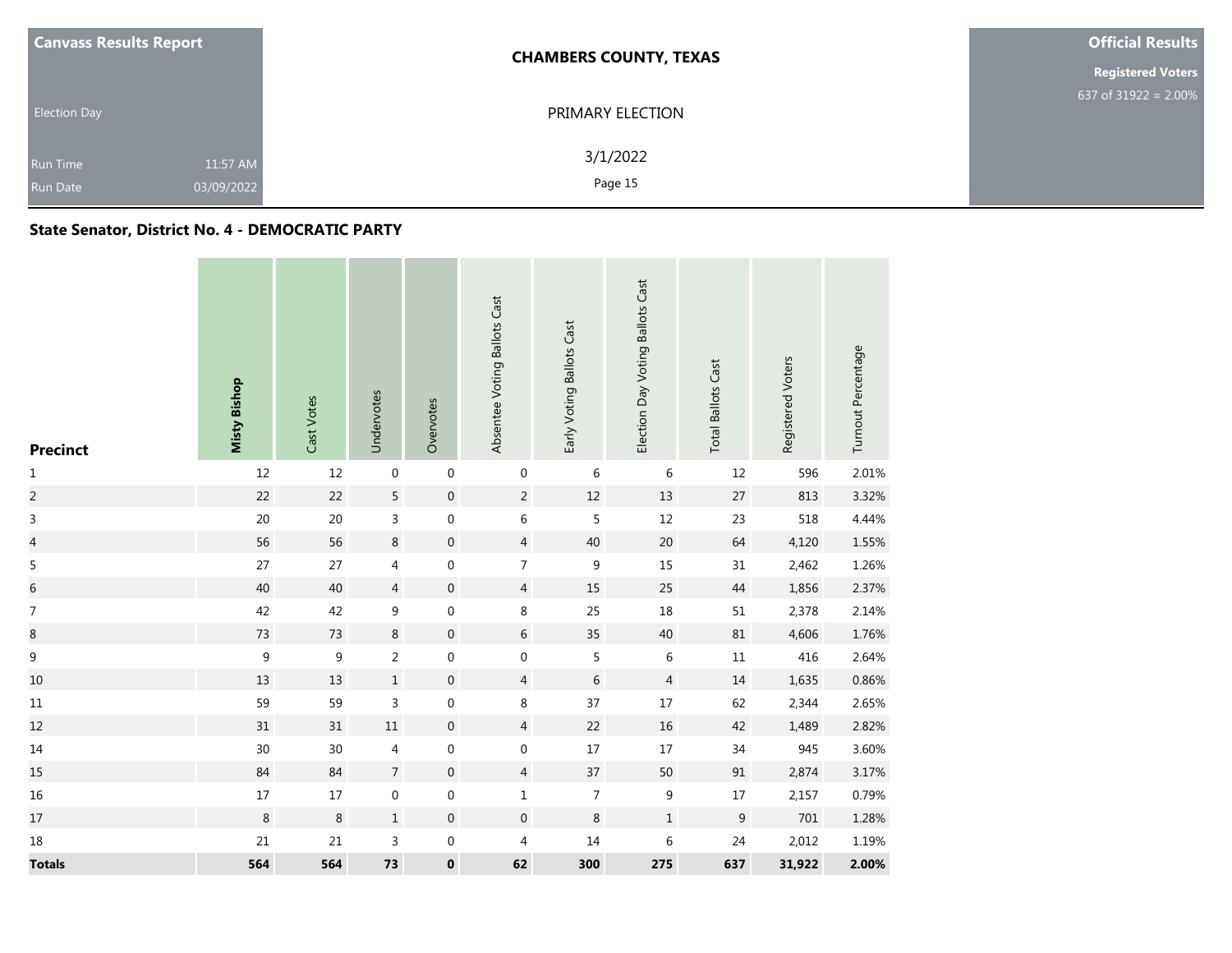**Canvass Results Report**

Election Day

Run Time 11:57 AM
Run Date 03/09/2022

**CHAMBERS COUNTY, TEXAS**

PRIMARY ELECTION

3/1/2022

**Official Results**

**Registered Voters**
637 of 31922 = 2.00%

## State Senator, District No. 4 - DEMOCRATIC PARTY

| Precinct | Misty Bishop | Cast Votes | Undervotes | Overvotes | Absentee Voting Ballots Cast | Early Voting Ballots Cast | Election Day Voting Ballots Cast | Total Ballots Cast | Registered Voters | Turnout Percentage |
|---|---|---|---|---|---|---|---|---|---|---|
| 1 | 12 | 12 | 0 | 0 | 0 | 6 | 6 | 12 | 596 | 2.01% |
| 2 | 22 | 22 | 5 | 0 | 2 | 12 | 13 | 27 | 813 | 3.32% |
| 3 | 20 | 20 | 3 | 0 | 6 | 5 | 12 | 23 | 518 | 4.44% |
| 4 | 56 | 56 | 8 | 0 | 4 | 40 | 20 | 64 | 4,120 | 1.55% |
| 5 | 27 | 27 | 4 | 0 | 7 | 9 | 15 | 31 | 2,462 | 1.26% |
| 6 | 40 | 40 | 4 | 0 | 4 | 15 | 25 | 44 | 1,856 | 2.37% |
| 7 | 42 | 42 | 9 | 0 | 8 | 25 | 18 | 51 | 2,378 | 2.14% |
| 8 | 73 | 73 | 8 | 0 | 6 | 35 | 40 | 81 | 4,606 | 1.76% |
| 9 | 9 | 9 | 2 | 0 | 0 | 5 | 6 | 11 | 416 | 2.64% |
| 10 | 13 | 13 | 1 | 0 | 4 | 6 | 4 | 14 | 1,635 | 0.86% |
| 11 | 59 | 59 | 3 | 0 | 8 | 37 | 17 | 62 | 2,344 | 2.65% |
| 12 | 31 | 31 | 11 | 0 | 4 | 22 | 16 | 42 | 1,489 | 2.82% |
| 14 | 30 | 30 | 4 | 0 | 0 | 17 | 17 | 34 | 945 | 3.60% |
| 15 | 84 | 84 | 7 | 0 | 4 | 37 | 50 | 91 | 2,874 | 3.17% |
| 16 | 17 | 17 | 0 | 0 | 1 | 7 | 9 | 17 | 2,157 | 0.79% |
| 17 | 8 | 8 | 1 | 0 | 0 | 8 | 1 | 9 | 701 | 1.28% |
| 18 | 21 | 21 | 3 | 0 | 4 | 14 | 6 | 24 | 2,012 | 1.19% |
| **Totals** | **564** | **564** | **73** | **0** | **62** | **300** | **275** | **637** | **31,922** | **2.00%** |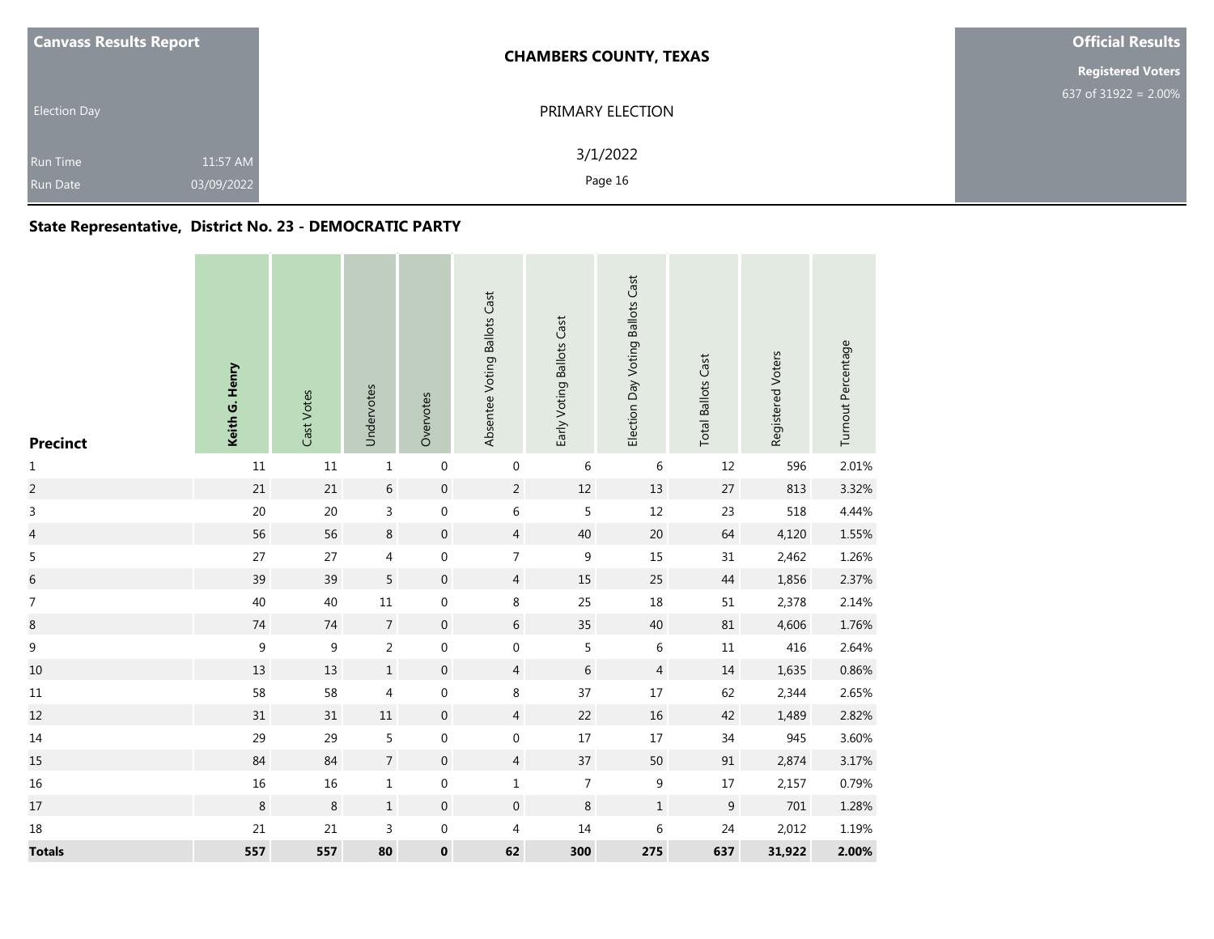**Canvass Results Report**

Election Day

Run Time 11:57 AM

Run Date 03/09/2022

**CHAMBERS COUNTY, TEXAS**

PRIMARY ELECTION

3/1/2022

**Official Results**

**Registered Voters**

637 of 31922 = 2.00%

### State Representative, District No. 23 - DEMOCRATIC PARTY

| Precinct | **Keith G. Henry** | Cast Votes | Undervotes | Overvotes | Absentee Voting Ballots Cast | Early Voting Ballots Cast | Election Day Voting Ballots Cast | Total Ballots Cast | Registered Voters | Turnout Percentage |
|---|---|---|---|---|---|---|---|---|---|---|
| 1 | 11 | 11 | 1 | 0 | 0 | 6 | 6 | 12 | 596 | 2.01% |
| 2 | 21 | 21 | 6 | 0 | 2 | 12 | 13 | 27 | 813 | 3.32% |
| 3 | 20 | 20 | 3 | 0 | 6 | 5 | 12 | 23 | 518 | 4.44% |
| 4 | 56 | 56 | 8 | 0 | 4 | 40 | 20 | 64 | 4,120 | 1.55% |
| 5 | 27 | 27 | 4 | 0 | 7 | 9 | 15 | 31 | 2,462 | 1.26% |
| 6 | 39 | 39 | 5 | 0 | 4 | 15 | 25 | 44 | 1,856 | 2.37% |
| 7 | 40 | 40 | 11 | 0 | 8 | 25 | 18 | 51 | 2,378 | 2.14% |
| 8 | 74 | 74 | 7 | 0 | 6 | 35 | 40 | 81 | 4,606 | 1.76% |
| 9 | 9 | 9 | 2 | 0 | 0 | 5 | 6 | 11 | 416 | 2.64% |
| 10 | 13 | 13 | 1 | 0 | 4 | 6 | 4 | 14 | 1,635 | 0.86% |
| 11 | 58 | 58 | 4 | 0 | 8 | 37 | 17 | 62 | 2,344 | 2.65% |
| 12 | 31 | 31 | 11 | 0 | 4 | 22 | 16 | 42 | 1,489 | 2.82% |
| 14 | 29 | 29 | 5 | 0 | 0 | 17 | 17 | 34 | 945 | 3.60% |
| 15 | 84 | 84 | 7 | 0 | 4 | 37 | 50 | 91 | 2,874 | 3.17% |
| 16 | 16 | 16 | 1 | 0 | 1 | 7 | 9 | 17 | 2,157 | 0.79% |
| 17 | 8 | 8 | 1 | 0 | 0 | 8 | 1 | 9 | 701 | 1.28% |
| 18 | 21 | 21 | 3 | 0 | 4 | 14 | 6 | 24 | 2,012 | 1.19% |
| **Totals** | **557** | **557** | **80** | **0** | **62** | **300** | **275** | **637** | **31,922** | **2.00%** |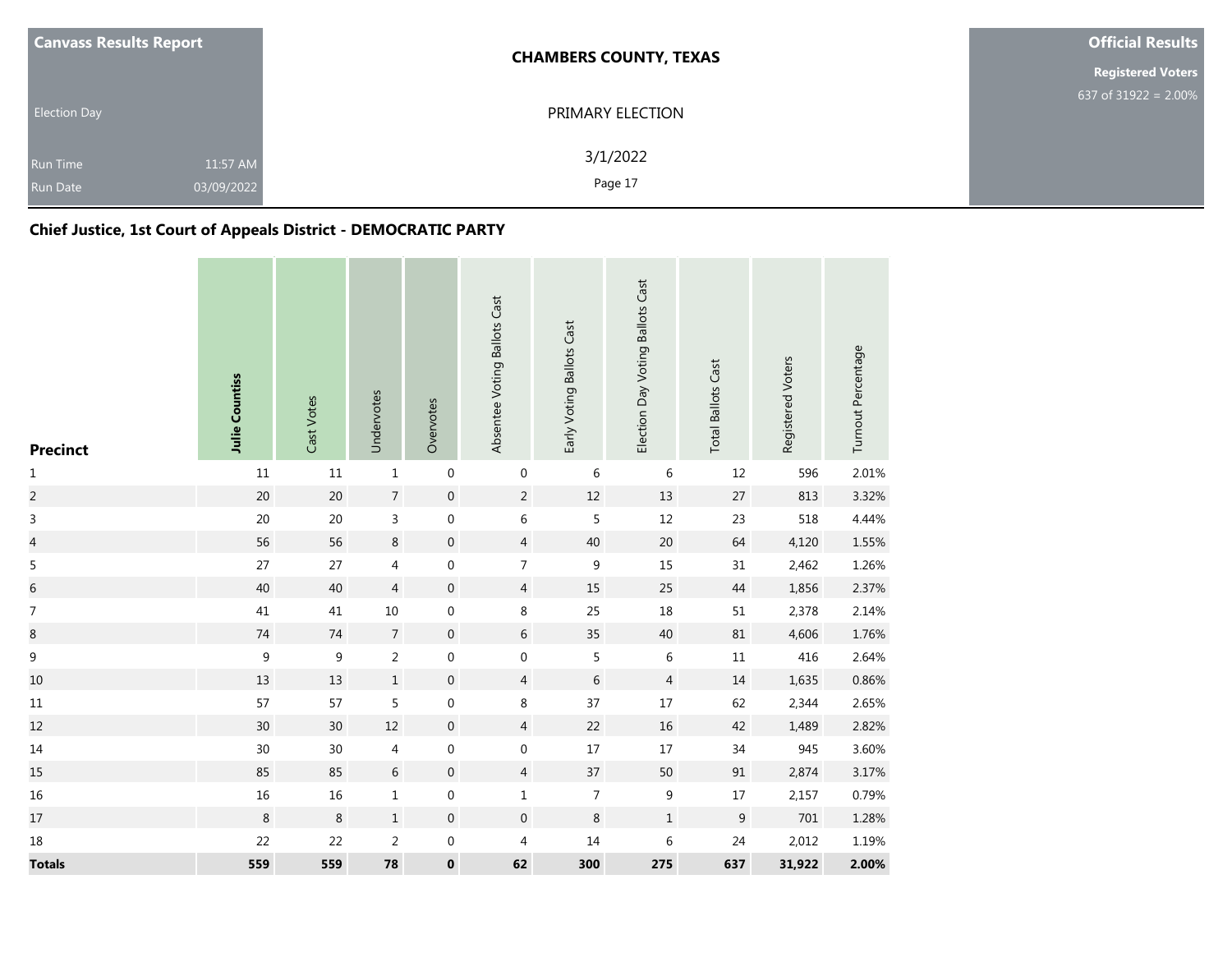| Canvass Results Report | CHAMBERS COUNTY, TEXAS | Official Results |
|---|---|---|
| Election Day | PRIMARY ELECTION | Registered Voters 637 of 31922 = 2.00% |
| Run Time 11:57 AM | 3/1/2022 | |
| Run Date 03/09/2022 | | |

## Chief Justice, 1st Court of Appeals District - DEMOCRATIC PARTY

| Precinct | **Julie Countiss** | Cast Votes | Undervotes | Overvotes | Absentee Voting Ballots Cast | Early Voting Ballots Cast | Election Day Voting Ballots Cast | Total Ballots Cast | Registered Voters | Turnout Percentage |
|---|---|---|---|---|---|---|---|---|---|---|
| 1 | 11 | 11 | 1 | 0 | 0 | 6 | 6 | 12 | 596 | 2.01% |
| 2 | 20 | 20 | 7 | 0 | 2 | 12 | 13 | 27 | 813 | 3.32% |
| 3 | 20 | 20 | 3 | 0 | 6 | 5 | 12 | 23 | 518 | 4.44% |
| 4 | 56 | 56 | 8 | 0 | 4 | 40 | 20 | 64 | 4,120 | 1.55% |
| 5 | 27 | 27 | 4 | 0 | 7 | 9 | 15 | 31 | 2,462 | 1.26% |
| 6 | 40 | 40 | 4 | 0 | 4 | 15 | 25 | 44 | 1,856 | 2.37% |
| 7 | 41 | 41 | 10 | 0 | 8 | 25 | 18 | 51 | 2,378 | 2.14% |
| 8 | 74 | 74 | 7 | 0 | 6 | 35 | 40 | 81 | 4,606 | 1.76% |
| 9 | 9 | 9 | 2 | 0 | 0 | 5 | 6 | 11 | 416 | 2.64% |
| 10 | 13 | 13 | 1 | 0 | 4 | 6 | 4 | 14 | 1,635 | 0.86% |
| 11 | 57 | 57 | 5 | 0 | 8 | 37 | 17 | 62 | 2,344 | 2.65% |
| 12 | 30 | 30 | 12 | 0 | 4 | 22 | 16 | 42 | 1,489 | 2.82% |
| 14 | 30 | 30 | 4 | 0 | 0 | 17 | 17 | 34 | 945 | 3.60% |
| 15 | 85 | 85 | 6 | 0 | 4 | 37 | 50 | 91 | 2,874 | 3.17% |
| 16 | 16 | 16 | 1 | 0 | 1 | 7 | 9 | 17 | 2,157 | 0.79% |
| 17 | 8 | 8 | 1 | 0 | 0 | 8 | 1 | 9 | 701 | 1.28% |
| 18 | 22 | 22 | 2 | 0 | 4 | 14 | 6 | 24 | 2,012 | 1.19% |
| **Totals** | **559** | **559** | **78** | **0** | **62** | **300** | **275** | **637** | **31,922** | **2.00%** |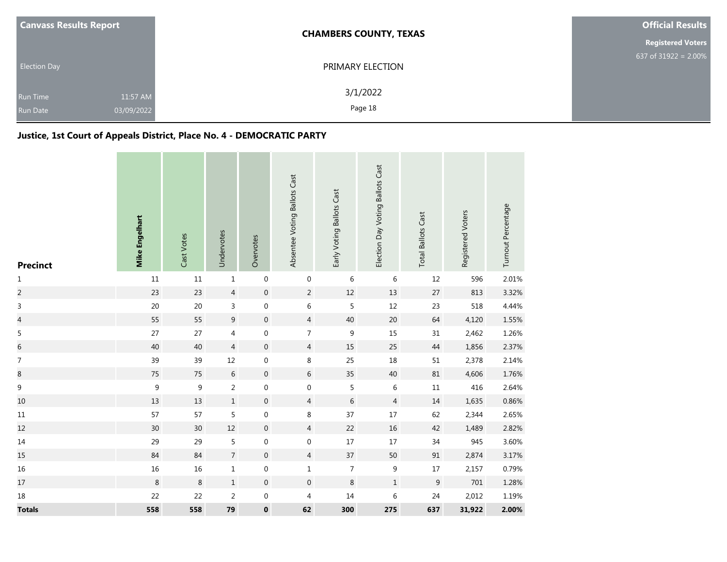**Canvass Results Report**

Election Day

Run Time 11:57 AM

Run Date 03/09/2022

**CHAMBERS COUNTY, TEXAS**

PRIMARY ELECTION

3/1/2022

**Official Results**

**Registered Voters**

637 of 31922 = 2.00%

## Justice, 1st Court of Appeals District, Place No. 4 - DEMOCRATIC PARTY

| Precinct | Mike Engelhart | Cast Votes | Undervotes | Overvotes | Absentee Voting Ballots Cast | Early Voting Ballots Cast | Election Day Voting Ballots Cast | Total Ballots Cast | Registered Voters | Turnout Percentage |
|---|---|---|---|---|---|---|---|---|---|---|
| 1 | 11 | 11 | 1 | 0 | 0 | 6 | 6 | 12 | 596 | 2.01% |
| 2 | 23 | 23 | 4 | 0 | 2 | 12 | 13 | 27 | 813 | 3.32% |
| 3 | 20 | 20 | 3 | 0 | 6 | 5 | 12 | 23 | 518 | 4.44% |
| 4 | 55 | 55 | 9 | 0 | 4 | 40 | 20 | 64 | 4,120 | 1.55% |
| 5 | 27 | 27 | 4 | 0 | 7 | 9 | 15 | 31 | 2,462 | 1.26% |
| 6 | 40 | 40 | 4 | 0 | 4 | 15 | 25 | 44 | 1,856 | 2.37% |
| 7 | 39 | 39 | 12 | 0 | 8 | 25 | 18 | 51 | 2,378 | 2.14% |
| 8 | 75 | 75 | 6 | 0 | 6 | 35 | 40 | 81 | 4,606 | 1.76% |
| 9 | 9 | 9 | 2 | 0 | 0 | 5 | 6 | 11 | 416 | 2.64% |
| 10 | 13 | 13 | 1 | 0 | 4 | 6 | 4 | 14 | 1,635 | 0.86% |
| 11 | 57 | 57 | 5 | 0 | 8 | 37 | 17 | 62 | 2,344 | 2.65% |
| 12 | 30 | 30 | 12 | 0 | 4 | 22 | 16 | 42 | 1,489 | 2.82% |
| 14 | 29 | 29 | 5 | 0 | 0 | 17 | 17 | 34 | 945 | 3.60% |
| 15 | 84 | 84 | 7 | 0 | 4 | 37 | 50 | 91 | 2,874 | 3.17% |
| 16 | 16 | 16 | 1 | 0 | 1 | 7 | 9 | 17 | 2,157 | 0.79% |
| 17 | 8 | 8 | 1 | 0 | 0 | 8 | 1 | 9 | 701 | 1.28% |
| 18 | 22 | 22 | 2 | 0 | 4 | 14 | 6 | 24 | 2,012 | 1.19% |
| **Totals** | **558** | **558** | **79** | **0** | **62** | **300** | **275** | **637** | **31,922** | **2.00%** |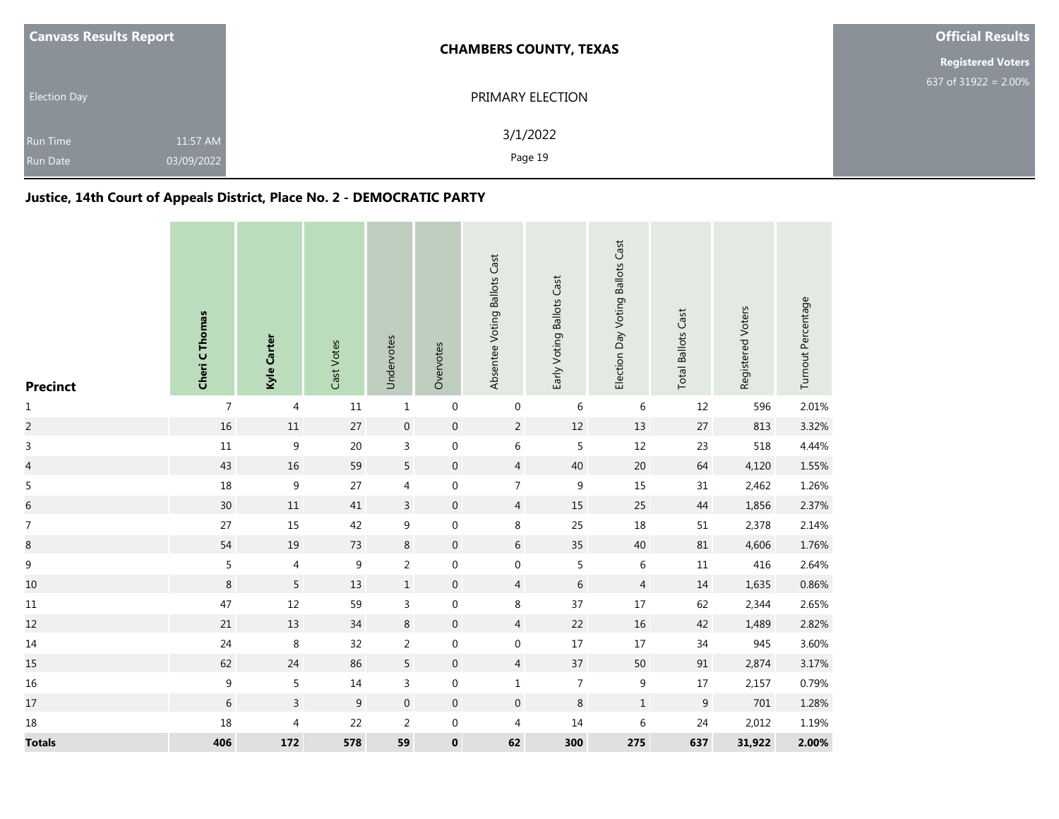| Canvass Results Report | CHAMBERS COUNTY, TEXAS | Official Results |
|---|---|---|
| Election Day | PRIMARY ELECTION | Registered Voters 637 of 31922 = 2.00% |
| Run Time 11:57 AM | 3/1/2022 | |
| Run Date 03/09/2022 | | |

## Justice, 14th Court of Appeals District, Place No. 2 - DEMOCRATIC PARTY

| Precinct | **Cheri C Thomas** | **Kyle Carter** | Cast Votes | Undervotes | Overvotes | Absentee Voting Ballots Cast | Early Voting Ballots Cast | Election Day Voting Ballots Cast | Total Ballots Cast | Registered Voters | Turnout Percentage |
|---|---|---|---|---|---|---|---|---|---|---|---|
| 1 | 7 | 4 | 11 | 1 | 0 | 0 | 6 | 6 | 12 | 596 | 2.01% |
| 2 | 16 | 11 | 27 | 0 | 0 | 2 | 12 | 13 | 27 | 813 | 3.32% |
| 3 | 11 | 9 | 20 | 3 | 0 | 6 | 5 | 12 | 23 | 518 | 4.44% |
| 4 | 43 | 16 | 59 | 5 | 0 | 4 | 40 | 20 | 64 | 4,120 | 1.55% |
| 5 | 18 | 9 | 27 | 4 | 0 | 7 | 9 | 15 | 31 | 2,462 | 1.26% |
| 6 | 30 | 11 | 41 | 3 | 0 | 4 | 15 | 25 | 44 | 1,856 | 2.37% |
| 7 | 27 | 15 | 42 | 9 | 0 | 8 | 25 | 18 | 51 | 2,378 | 2.14% |
| 8 | 54 | 19 | 73 | 8 | 0 | 6 | 35 | 40 | 81 | 4,606 | 1.76% |
| 9 | 5 | 4 | 9 | 2 | 0 | 0 | 5 | 6 | 11 | 416 | 2.64% |
| 10 | 8 | 5 | 13 | 1 | 0 | 4 | 6 | 4 | 14 | 1,635 | 0.86% |
| 11 | 47 | 12 | 59 | 3 | 0 | 8 | 37 | 17 | 62 | 2,344 | 2.65% |
| 12 | 21 | 13 | 34 | 8 | 0 | 4 | 22 | 16 | 42 | 1,489 | 2.82% |
| 14 | 24 | 8 | 32 | 2 | 0 | 0 | 17 | 17 | 34 | 945 | 3.60% |
| 15 | 62 | 24 | 86 | 5 | 0 | 4 | 37 | 50 | 91 | 2,874 | 3.17% |
| 16 | 9 | 5 | 14 | 3 | 0 | 1 | 7 | 9 | 17 | 2,157 | 0.79% |
| 17 | 6 | 3 | 9 | 0 | 0 | 0 | 8 | 1 | 9 | 701 | 1.28% |
| 18 | 18 | 4 | 22 | 2 | 0 | 4 | 14 | 6 | 24 | 2,012 | 1.19% |
| **Totals** | **406** | **172** | **578** | **59** | **0** | **62** | **300** | **275** | **637** | **31,922** | **2.00%** |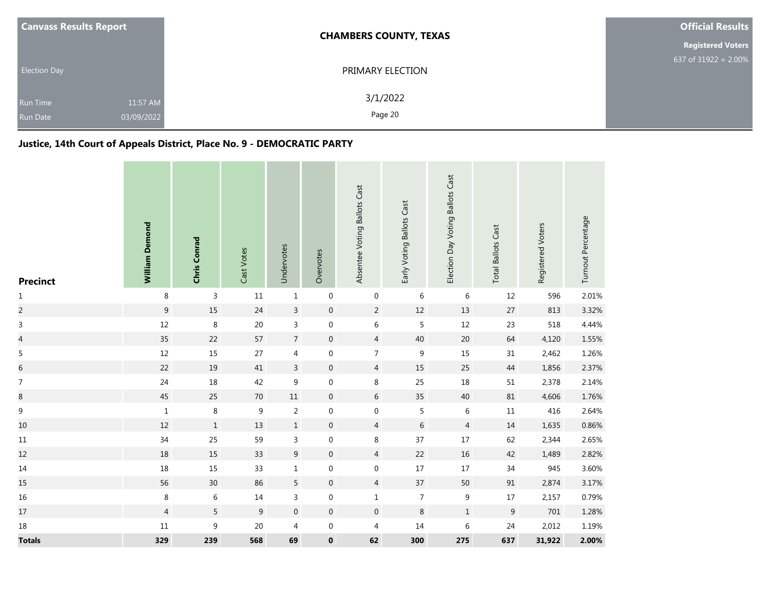| Canvass Results Report | CHAMBERS COUNTY, TEXAS | Official Results |
|---|---|---|
| Election Day | PRIMARY ELECTION | Registered Voters 637 of 31922 = 2.00% |
| Run Time 11:57 AM | 3/1/2022 | |
| Run Date 03/09/2022 | | |

## Justice, 14th Court of Appeals District, Place No. 9 - DEMOCRATIC PARTY

| Precinct | **William Demond** | **Chris Conrad** | Cast Votes | Undervotes | Overvotes | Absentee Voting Ballots Cast | Early Voting Ballots Cast | Election Day Voting Ballots Cast | Total Ballots Cast | Registered Voters | Turnout Percentage |
|---|---|---|---|---|---|---|---|---|---|---|---|
| 1 | 8 | 3 | 11 | 1 | 0 | 0 | 6 | 6 | 12 | 596 | 2.01% |
| 2 | 9 | 15 | 24 | 3 | 0 | 2 | 12 | 13 | 27 | 813 | 3.32% |
| 3 | 12 | 8 | 20 | 3 | 0 | 6 | 5 | 12 | 23 | 518 | 4.44% |
| 4 | 35 | 22 | 57 | 7 | 0 | 4 | 40 | 20 | 64 | 4,120 | 1.55% |
| 5 | 12 | 15 | 27 | 4 | 0 | 7 | 9 | 15 | 31 | 2,462 | 1.26% |
| 6 | 22 | 19 | 41 | 3 | 0 | 4 | 15 | 25 | 44 | 1,856 | 2.37% |
| 7 | 24 | 18 | 42 | 9 | 0 | 8 | 25 | 18 | 51 | 2,378 | 2.14% |
| 8 | 45 | 25 | 70 | 11 | 0 | 6 | 35 | 40 | 81 | 4,606 | 1.76% |
| 9 | 1 | 8 | 9 | 2 | 0 | 0 | 5 | 6 | 11 | 416 | 2.64% |
| 10 | 12 | 1 | 13 | 1 | 0 | 4 | 6 | 4 | 14 | 1,635 | 0.86% |
| 11 | 34 | 25 | 59 | 3 | 0 | 8 | 37 | 17 | 62 | 2,344 | 2.65% |
| 12 | 18 | 15 | 33 | 9 | 0 | 4 | 22 | 16 | 42 | 1,489 | 2.82% |
| 14 | 18 | 15 | 33 | 1 | 0 | 0 | 17 | 17 | 34 | 945 | 3.60% |
| 15 | 56 | 30 | 86 | 5 | 0 | 4 | 37 | 50 | 91 | 2,874 | 3.17% |
| 16 | 8 | 6 | 14 | 3 | 0 | 1 | 7 | 9 | 17 | 2,157 | 0.79% |
| 17 | 4 | 5 | 9 | 0 | 0 | 0 | 8 | 1 | 9 | 701 | 1.28% |
| 18 | 11 | 9 | 20 | 4 | 0 | 4 | 14 | 6 | 24 | 2,012 | 1.19% |
| **Totals** | **329** | **239** | **568** | **69** | **0** | **62** | **300** | **275** | **637** | **31,922** | **2.00%** |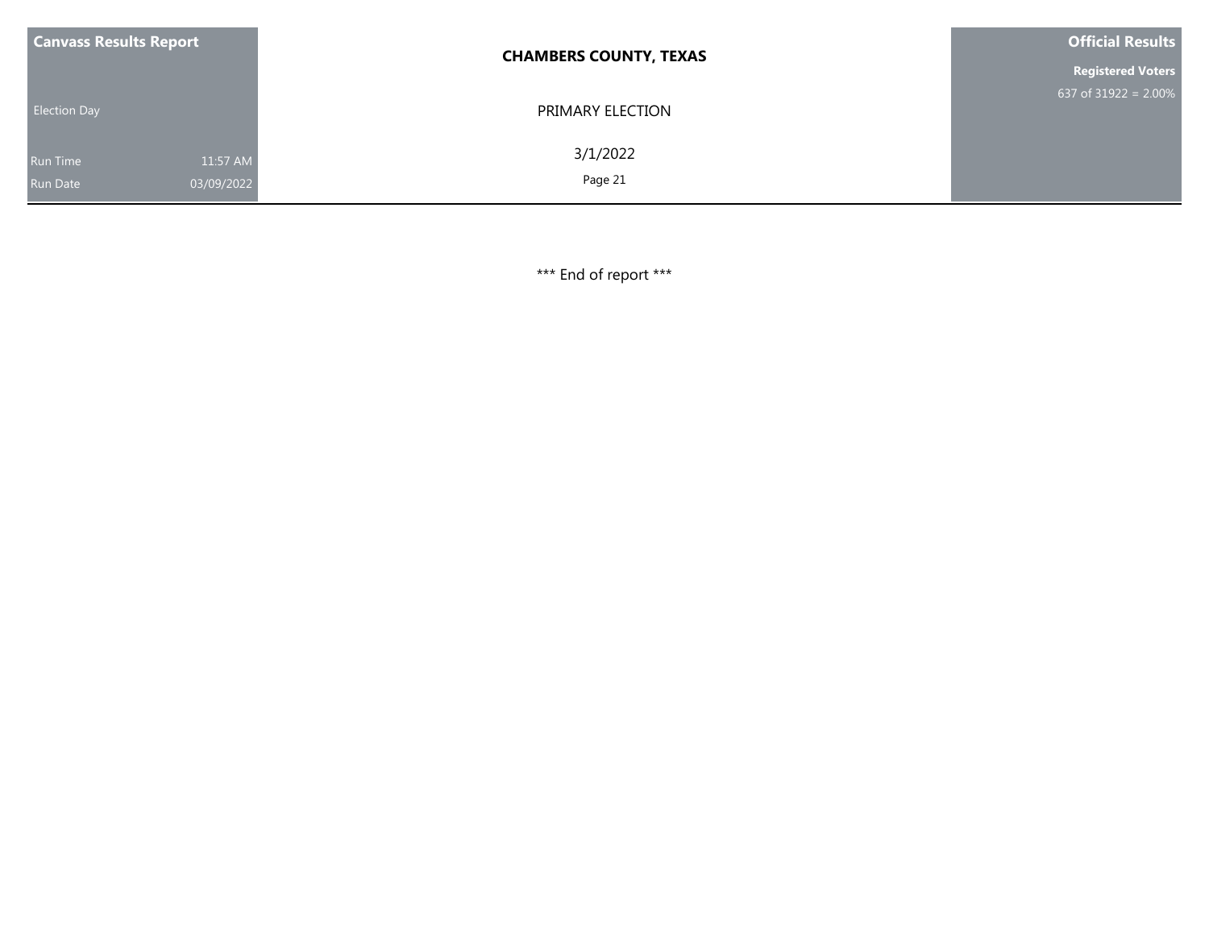*** End of report ***